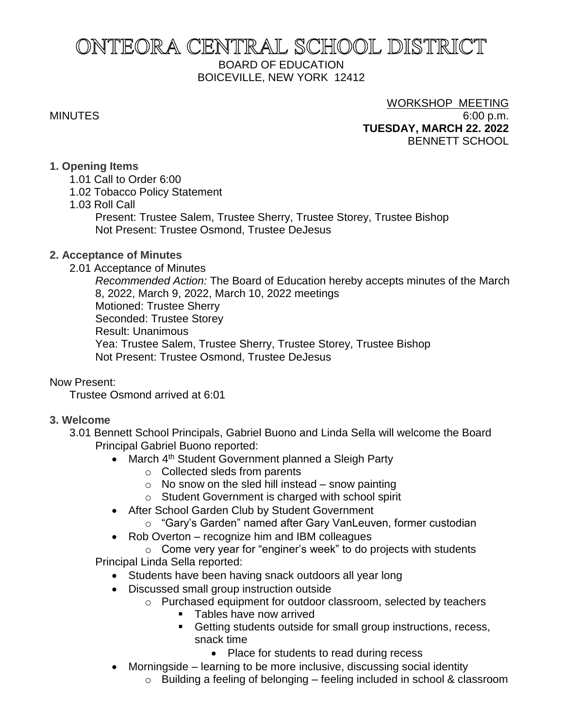# ONTEORA CENTRAL SCHOOL DISTRICT

BOARD OF EDUCATION
BOICEVILLE, NEW YORK 12412

MINUTES

WORKSHOP MEETING
6:00 p.m.
**TUESDAY, MARCH 22. 2022**
BENNETT SCHOOL

**1. Opening Items**

1.01 Call to Order 6:00
1.02 Tobacco Policy Statement
1.03 Roll Call
Present: Trustee Salem, Trustee Sherry, Trustee Storey, Trustee Bishop
Not Present: Trustee Osmond, Trustee DeJesus

**2. Acceptance of Minutes**

2.01 Acceptance of Minutes
*Recommended Action:* The Board of Education hereby accepts minutes of the March 8, 2022, March 9, 2022, March 10, 2022 meetings
Motioned: Trustee Sherry
Seconded: Trustee Storey
Result: Unanimous
Yea: Trustee Salem, Trustee Sherry, Trustee Storey, Trustee Bishop
Not Present: Trustee Osmond, Trustee DeJesus

Now Present:
Trustee Osmond arrived at 6:01

**3. Welcome**

3.01 Bennett School Principals, Gabriel Buono and Linda Sella will welcome the Board
Principal Gabriel Buono reported:

- March 4th Student Government planned a Sleigh Party
  - Collected sleds from parents
  - No snow on the sled hill instead – snow painting
  - Student Government is charged with school spirit
- After School Garden Club by Student Government
  - "Gary's Garden" named after Gary VanLeuven, former custodian
- Rob Overton – recognize him and IBM colleagues
  - Come very year for "enginer's week" to do projects with students

Principal Linda Sella reported:

- Students have been having snack outdoors all year long
- Discussed small group instruction outside
  - Purchased equipment for outdoor classroom, selected by teachers
    - Tables have now arrived
    - Getting students outside for small group instructions, recess, snack time
      - Place for students to read during recess
- Morningside – learning to be more inclusive, discussing social identity
  - Building a feeling of belonging – feeling included in school & classroom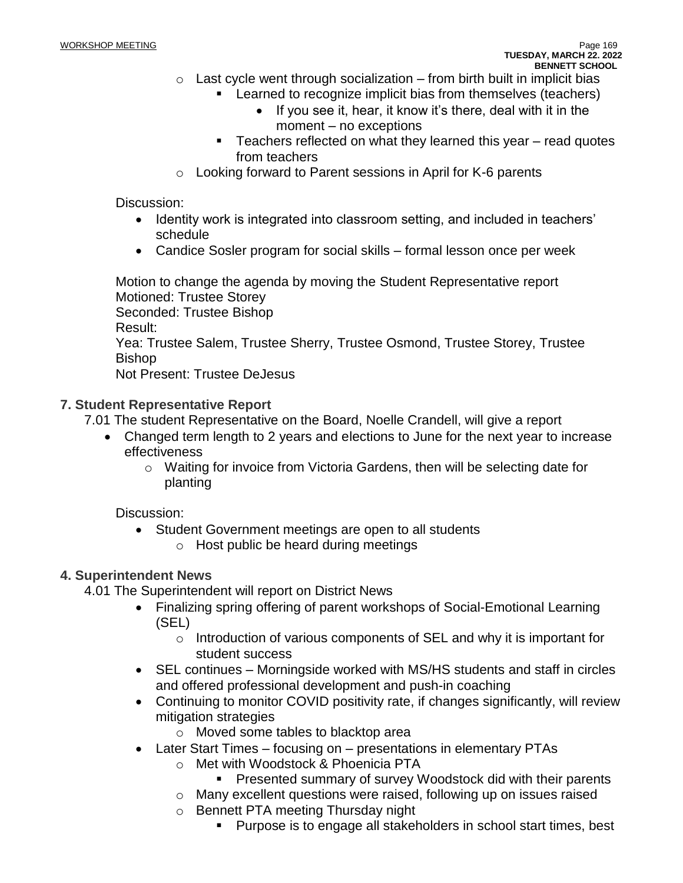- Last cycle went through socialization – from birth built in implicit bias
    - Learned to recognize implicit bias from themselves (teachers)
        - If you see it, hear, it know it's there, deal with it in the moment – no exceptions
    - Teachers reflected on what they learned this year – read quotes from teachers
- Looking forward to Parent sessions in April for K-6 parents

Discussion:

- Identity work is integrated into classroom setting, and included in teachers' schedule
- Candice Sosler program for social skills – formal lesson once per week

Motion to change the agenda by moving the Student Representative report
Motioned: Trustee Storey
Seconded: Trustee Bishop
Result:
Yea: Trustee Salem, Trustee Sherry, Trustee Osmond, Trustee Storey, Trustee Bishop
Not Present: Trustee DeJesus

## 7. Student Representative Report

7.01 The student Representative on the Board, Noelle Crandell, will give a report

- Changed term length to 2 years and elections to June for the next year to increase effectiveness
    - Waiting for invoice from Victoria Gardens, then will be selecting date for planting

Discussion:

- Student Government meetings are open to all students
    - Host public be heard during meetings

## 4. Superintendent News

4.01 The Superintendent will report on District News

- Finalizing spring offering of parent workshops of Social-Emotional Learning (SEL)
    - Introduction of various components of SEL and why it is important for student success
- SEL continues – Morningside worked with MS/HS students and staff in circles and offered professional development and push-in coaching
- Continuing to monitor COVID positivity rate, if changes significantly, will review mitigation strategies
    - Moved some tables to blacktop area
- Later Start Times – focusing on – presentations in elementary PTAs
    - Met with Woodstock & Phoenicia PTA
        - Presented summary of survey Woodstock did with their parents
    - Many excellent questions were raised, following up on issues raised
    - Bennett PTA meeting Thursday night
        - Purpose is to engage all stakeholders in school start times, best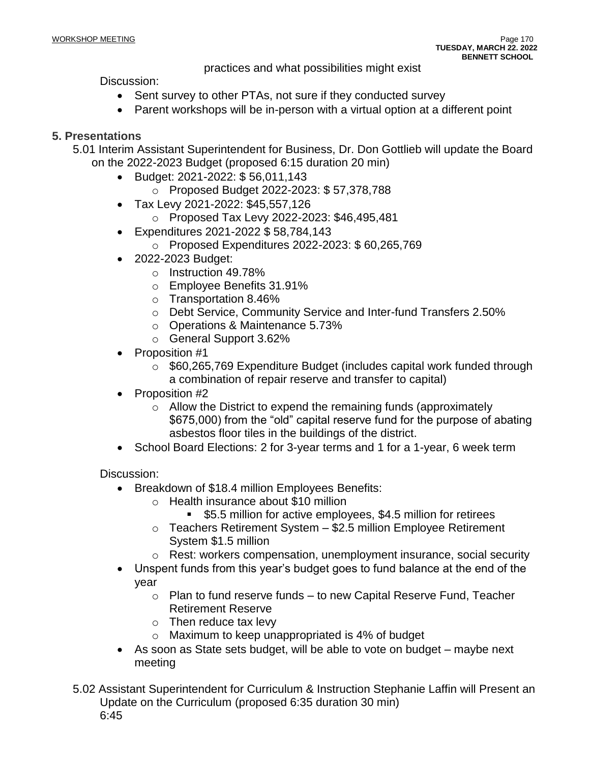practices and what possibilities might exist

Discussion:

- Sent survey to other PTAs, not sure if they conducted survey
- Parent workshops will be in-person with a virtual option at a different point

## 5. Presentations

5.01 Interim Assistant Superintendent for Business, Dr. Don Gottlieb will update the Board on the 2022-2023 Budget (proposed 6:15 duration 20 min)

- Budget: 2021-2022: $ 56,011,143
  - Proposed Budget 2022-2023: $ 57,378,788
- Tax Levy 2021-2022: $45,557,126
  - Proposed Tax Levy 2022-2023: $46,495,481
- Expenditures 2021-2022 $ 58,784,143
  - Proposed Expenditures 2022-2023: $ 60,265,769
- 2022-2023 Budget:
  - Instruction 49.78%
  - Employee Benefits 31.91%
  - Transportation 8.46%
  - Debt Service, Community Service and Inter-fund Transfers 2.50%
  - Operations & Maintenance 5.73%
  - General Support 3.62%
- Proposition #1
  - $60,265,769 Expenditure Budget (includes capital work funded through a combination of repair reserve and transfer to capital)
- Proposition #2
  - Allow the District to expend the remaining funds (approximately $675,000) from the "old" capital reserve fund for the purpose of abating asbestos floor tiles in the buildings of the district.
- School Board Elections: 2 for 3-year terms and 1 for a 1-year, 6 week term

Discussion:

- Breakdown of $18.4 million Employees Benefits:
  - Health insurance about $10 million
    - $5.5 million for active employees, $4.5 million for retirees
  - Teachers Retirement System – $2.5 million Employee Retirement System $1.5 million
  - Rest: workers compensation, unemployment insurance, social security
- Unspent funds from this year's budget goes to fund balance at the end of the year
  - Plan to fund reserve funds – to new Capital Reserve Fund, Teacher Retirement Reserve
  - Then reduce tax levy
  - Maximum to keep unappropriated is 4% of budget
- As soon as State sets budget, will be able to vote on budget – maybe next meeting

5.02 Assistant Superintendent for Curriculum & Instruction Stephanie Laffin will Present an Update on the Curriculum (proposed 6:35 duration 30 min)
6:45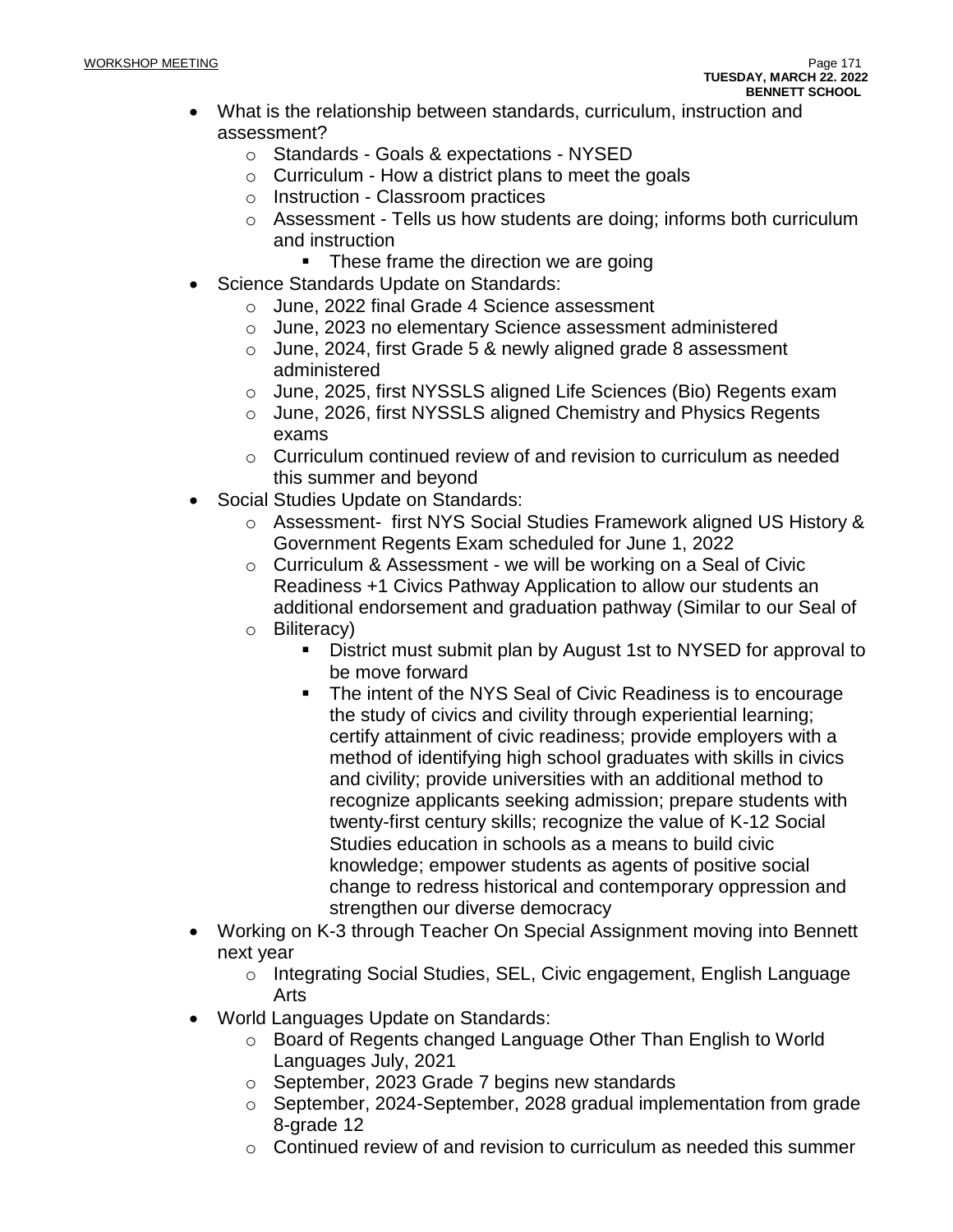- What is the relationship between standards, curriculum, instruction and assessment?
  - Standards - Goals & expectations - NYSED
  - Curriculum - How a district plans to meet the goals
  - Instruction - Classroom practices
  - Assessment - Tells us how students are doing; informs both curriculum and instruction
    - These frame the direction we are going
- Science Standards Update on Standards:
  - June, 2022 final Grade 4 Science assessment
  - June, 2023 no elementary Science assessment administered
  - June, 2024, first Grade 5 & newly aligned grade 8 assessment administered
  - June, 2025, first NYSSLS aligned Life Sciences (Bio) Regents exam
  - June, 2026, first NYSSLS aligned Chemistry and Physics Regents exams
  - Curriculum continued review of and revision to curriculum as needed this summer and beyond
- Social Studies Update on Standards:
  - Assessment- first NYS Social Studies Framework aligned US History & Government Regents Exam scheduled for June 1, 2022
  - Curriculum & Assessment - we will be working on a Seal of Civic Readiness +1 Civics Pathway Application to allow our students an additional endorsement and graduation pathway (Similar to our Seal of
  - Biliteracy)
    - District must submit plan by August 1st to NYSED for approval to be move forward
    - The intent of the NYS Seal of Civic Readiness is to encourage the study of civics and civility through experiential learning; certify attainment of civic readiness; provide employers with a method of identifying high school graduates with skills in civics and civility; provide universities with an additional method to recognize applicants seeking admission; prepare students with twenty-first century skills; recognize the value of K-12 Social Studies education in schools as a means to build civic knowledge; empower students as agents of positive social change to redress historical and contemporary oppression and strengthen our diverse democracy
- Working on K-3 through Teacher On Special Assignment moving into Bennett next year
  - Integrating Social Studies, SEL, Civic engagement, English Language Arts
- World Languages Update on Standards:
  - Board of Regents changed Language Other Than English to World Languages July, 2021
  - September, 2023 Grade 7 begins new standards
  - September, 2024-September, 2028 gradual implementation from grade 8-grade 12
  - Continued review of and revision to curriculum as needed this summer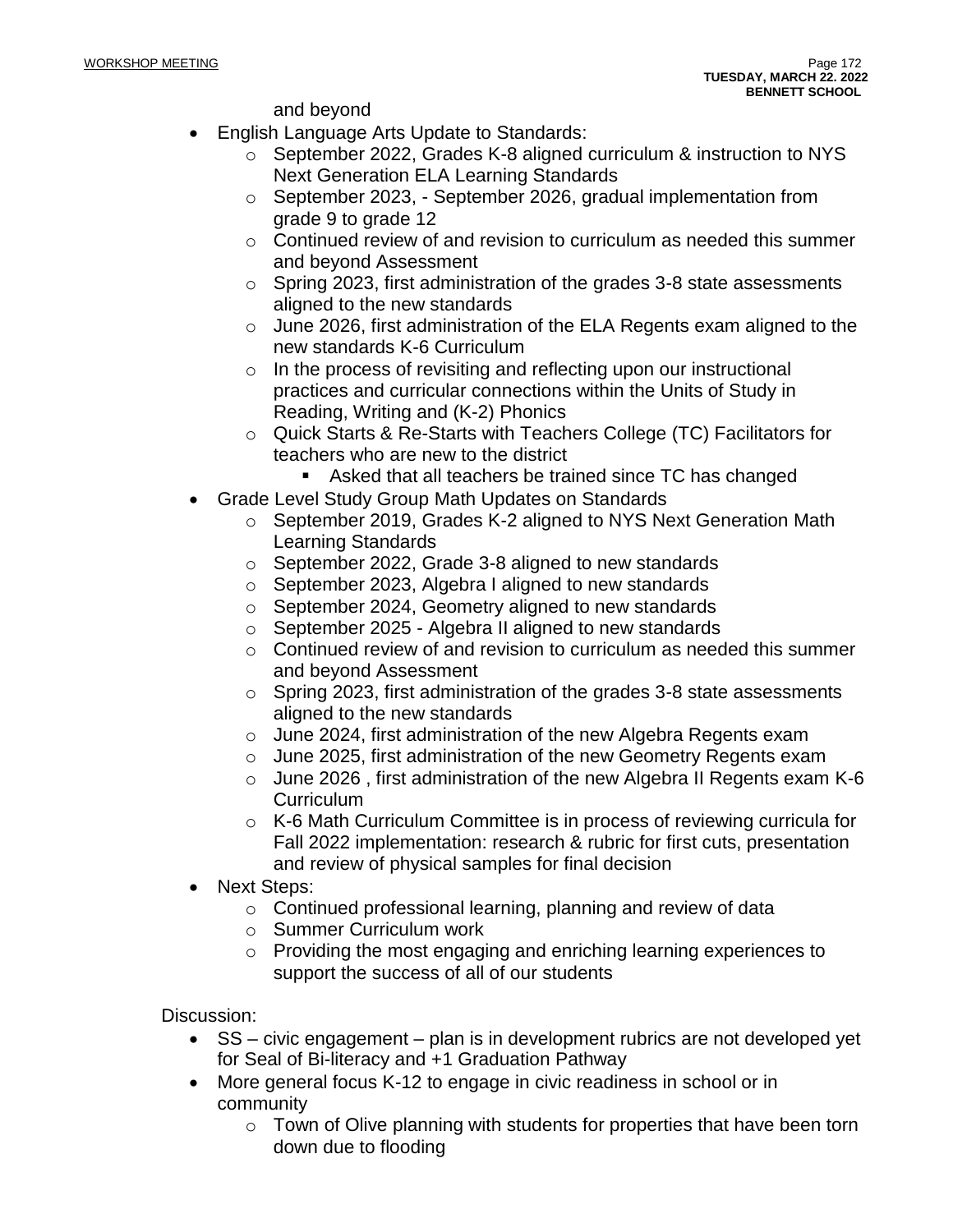and beyond

- English Language Arts Update to Standards:
    - September 2022, Grades K-8 aligned curriculum & instruction to NYS Next Generation ELA Learning Standards
    - September 2023, - September 2026, gradual implementation from grade 9 to grade 12
    - Continued review of and revision to curriculum as needed this summer and beyond Assessment
    - Spring 2023, first administration of the grades 3-8 state assessments aligned to the new standards
    - June 2026, first administration of the ELA Regents exam aligned to the new standards K-6 Curriculum
    - In the process of revisiting and reflecting upon our instructional practices and curricular connections within the Units of Study in Reading, Writing and (K-2) Phonics
    - Quick Starts & Re-Starts with Teachers College (TC) Facilitators for teachers who are new to the district
        - Asked that all teachers be trained since TC has changed
- Grade Level Study Group Math Updates on Standards
    - September 2019, Grades K-2 aligned to NYS Next Generation Math Learning Standards
    - September 2022, Grade 3-8 aligned to new standards
    - September 2023, Algebra I aligned to new standards
    - September 2024, Geometry aligned to new standards
    - September 2025 - Algebra II aligned to new standards
    - Continued review of and revision to curriculum as needed this summer and beyond Assessment
    - Spring 2023, first administration of the grades 3-8 state assessments aligned to the new standards
    - June 2024, first administration of the new Algebra Regents exam
    - June 2025, first administration of the new Geometry Regents exam
    - June 2026 , first administration of the new Algebra II Regents exam K-6 Curriculum
    - K-6 Math Curriculum Committee is in process of reviewing curricula for Fall 2022 implementation: research & rubric for first cuts, presentation and review of physical samples for final decision
- Next Steps:
    - Continued professional learning, planning and review of data
    - Summer Curriculum work
    - Providing the most engaging and enriching learning experiences to support the success of all of our students

Discussion:

- SS – civic engagement – plan is in development rubrics are not developed yet for Seal of Bi-literacy and +1 Graduation Pathway
- More general focus K-12 to engage in civic readiness in school or in community
    - Town of Olive planning with students for properties that have been torn down due to flooding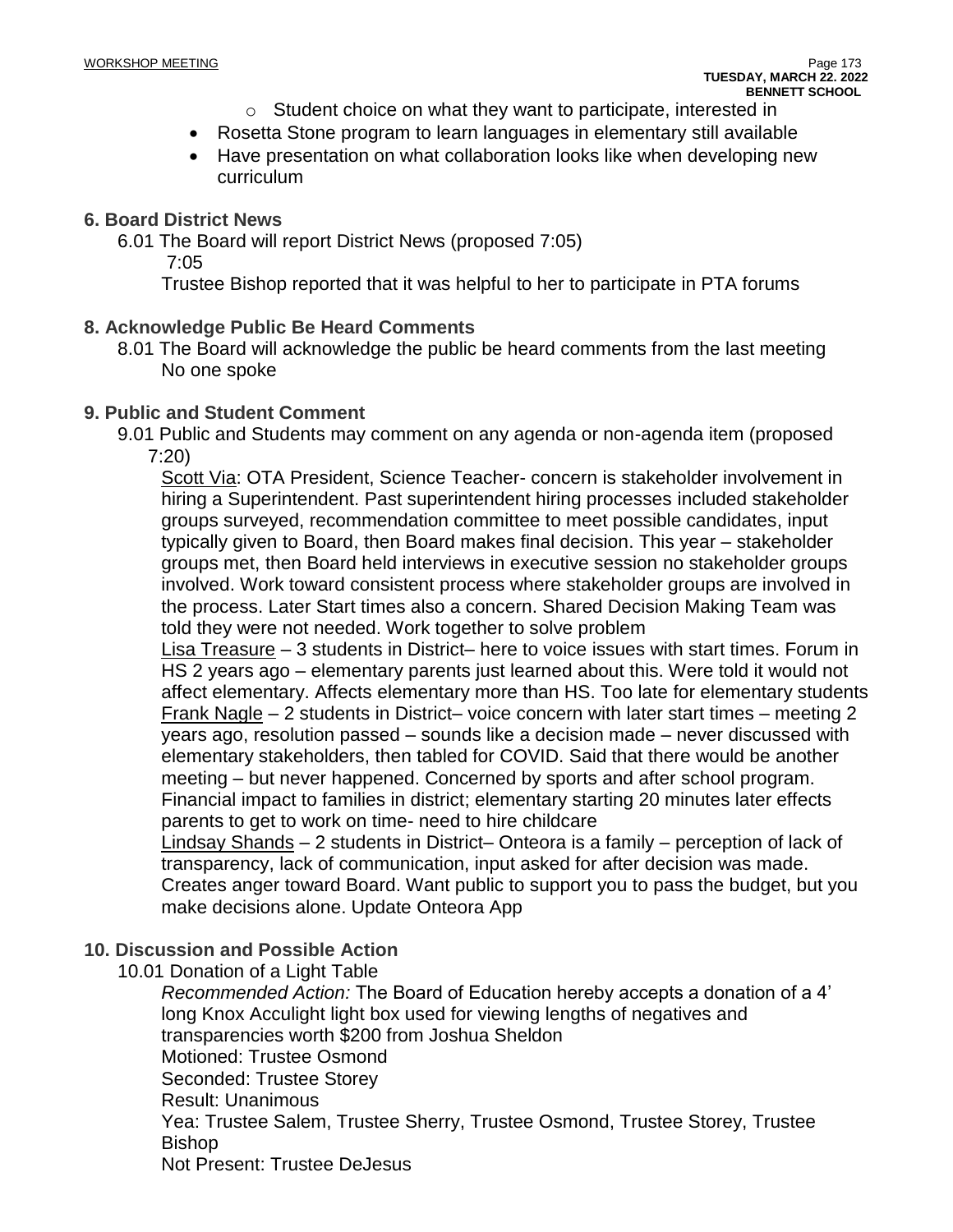- Student choice on what they want to participate, interested in
- Rosetta Stone program to learn languages in elementary still available
- Have presentation on what collaboration looks like when developing new curriculum

## 6. Board District News

6.01 The Board will report District News (proposed 7:05)

7:05

Trustee Bishop reported that it was helpful to her to participate in PTA forums

## 8. Acknowledge Public Be Heard Comments

8.01 The Board will acknowledge the public be heard comments from the last meeting

No one spoke

## 9. Public and Student Comment

9.01 Public and Students may comment on any agenda or non-agenda item (proposed 7:20)

Scott Via: OTA President, Science Teacher- concern is stakeholder involvement in hiring a Superintendent. Past superintendent hiring processes included stakeholder groups surveyed, recommendation committee to meet possible candidates, input typically given to Board, then Board makes final decision. This year – stakeholder groups met, then Board held interviews in executive session no stakeholder groups involved. Work toward consistent process where stakeholder groups are involved in the process. Later Start times also a concern. Shared Decision Making Team was told they were not needed. Work together to solve problem

Lisa Treasure – 3 students in District– here to voice issues with start times. Forum in HS 2 years ago – elementary parents just learned about this. Were told it would not affect elementary. Affects elementary more than HS. Too late for elementary students

Frank Nagle – 2 students in District– voice concern with later start times – meeting 2 years ago, resolution passed – sounds like a decision made – never discussed with elementary stakeholders, then tabled for COVID. Said that there would be another meeting – but never happened. Concerned by sports and after school program. Financial impact to families in district; elementary starting 20 minutes later effects parents to get to work on time- need to hire childcare

Lindsay Shands – 2 students in District– Onteora is a family – perception of lack of transparency, lack of communication, input asked for after decision was made. Creates anger toward Board. Want public to support you to pass the budget, but you make decisions alone. Update Onteora App

## 10. Discussion and Possible Action

10.01 Donation of a Light Table

*Recommended Action:* The Board of Education hereby accepts a donation of a 4' long Knox Acculight light box used for viewing lengths of negatives and transparencies worth $200 from Joshua Sheldon

Motioned: Trustee Osmond

Seconded: Trustee Storey

Result: Unanimous

Yea: Trustee Salem, Trustee Sherry, Trustee Osmond, Trustee Storey, Trustee Bishop

Not Present: Trustee DeJesus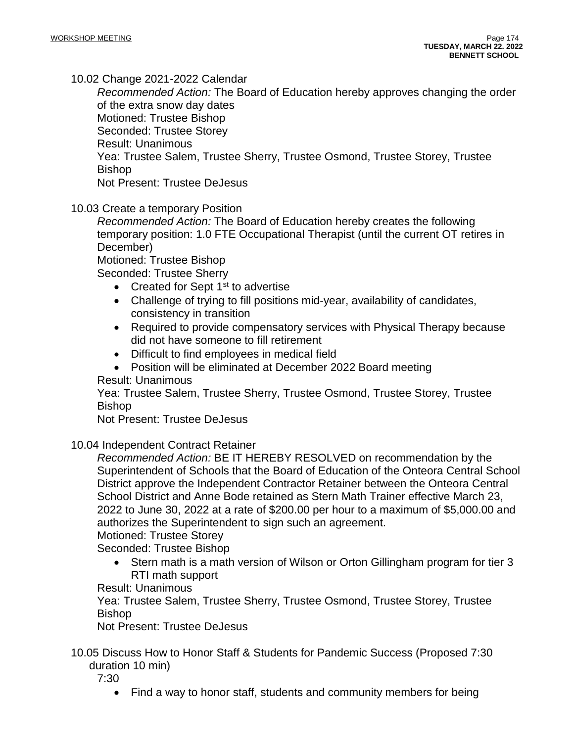10.02 Change 2021-2022 Calendar

*Recommended Action:* The Board of Education hereby approves changing the order of the extra snow day dates
Motioned: Trustee Bishop
Seconded: Trustee Storey
Result: Unanimous
Yea: Trustee Salem, Trustee Sherry, Trustee Osmond, Trustee Storey, Trustee Bishop
Not Present: Trustee DeJesus

10.03 Create a temporary Position

*Recommended Action:* The Board of Education hereby creates the following temporary position: 1.0 FTE Occupational Therapist (until the current OT retires in December)
Motioned: Trustee Bishop
Seconded: Trustee Sherry

- Created for Sept 1st to advertise
- Challenge of trying to fill positions mid-year, availability of candidates, consistency in transition
- Required to provide compensatory services with Physical Therapy because did not have someone to fill retirement
- Difficult to find employees in medical field
- Position will be eliminated at December 2022 Board meeting

Result: Unanimous
Yea: Trustee Salem, Trustee Sherry, Trustee Osmond, Trustee Storey, Trustee Bishop
Not Present: Trustee DeJesus

10.04 Independent Contract Retainer

*Recommended Action:* BE IT HEREBY RESOLVED on recommendation by the Superintendent of Schools that the Board of Education of the Onteora Central School District approve the Independent Contractor Retainer between the Onteora Central School District and Anne Bode retained as Stern Math Trainer effective March 23, 2022 to June 30, 2022 at a rate of $200.00 per hour to a maximum of $5,000.00 and authorizes the Superintendent to sign such an agreement.
Motioned: Trustee Storey
Seconded: Trustee Bishop

- Stern math is a math version of Wilson or Orton Gillingham program for tier 3 RTI math support

Result: Unanimous
Yea: Trustee Salem, Trustee Sherry, Trustee Osmond, Trustee Storey, Trustee Bishop
Not Present: Trustee DeJesus

10.05 Discuss How to Honor Staff & Students for Pandemic Success (Proposed 7:30 duration 10 min)

7:30

- Find a way to honor staff, students and community members for being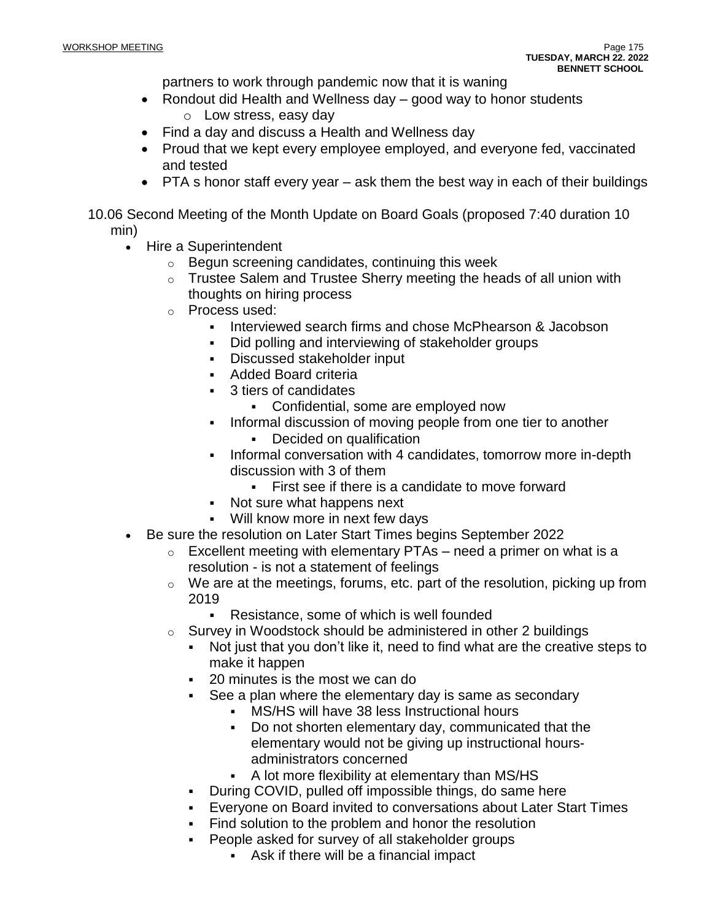partners to work through pandemic now that it is waning

- Rondout did Health and Wellness day – good way to honor students
    - Low stress, easy day
- Find a day and discuss a Health and Wellness day
- Proud that we kept every employee employed, and everyone fed, vaccinated and tested
- PTA s honor staff every year – ask them the best way in each of their buildings

10.06 Second Meeting of the Month Update on Board Goals (proposed 7:40 duration 10 min)

- Hire a Superintendent
    - Begun screening candidates, continuing this week
    - Trustee Salem and Trustee Sherry meeting the heads of all union with thoughts on hiring process
    - Process used:
        - Interviewed search firms and chose McPhearson & Jacobson
        - Did polling and interviewing of stakeholder groups
        - Discussed stakeholder input
        - Added Board criteria
        - 3 tiers of candidates
            - Confidential, some are employed now
        - Informal discussion of moving people from one tier to another
            - Decided on qualification
        - Informal conversation with 4 candidates, tomorrow more in-depth discussion with 3 of them
            - First see if there is a candidate to move forward
        - Not sure what happens next
        - Will know more in next few days
- Be sure the resolution on Later Start Times begins September 2022
    - Excellent meeting with elementary PTAs – need a primer on what is a resolution - is not a statement of feelings
    - We are at the meetings, forums, etc. part of the resolution, picking up from 2019
        - Resistance, some of which is well founded
    - Survey in Woodstock should be administered in other 2 buildings
        - Not just that you don't like it, need to find what are the creative steps to make it happen
        - 20 minutes is the most we can do
        - See a plan where the elementary day is same as secondary
            - MS/HS will have 38 less Instructional hours
            - Do not shorten elementary day, communicated that the elementary would not be giving up instructional hours- administrators concerned
            - A lot more flexibility at elementary than MS/HS
        - During COVID, pulled off impossible things, do same here
        - Everyone on Board invited to conversations about Later Start Times
        - Find solution to the problem and honor the resolution
        - People asked for survey of all stakeholder groups
            - Ask if there will be a financial impact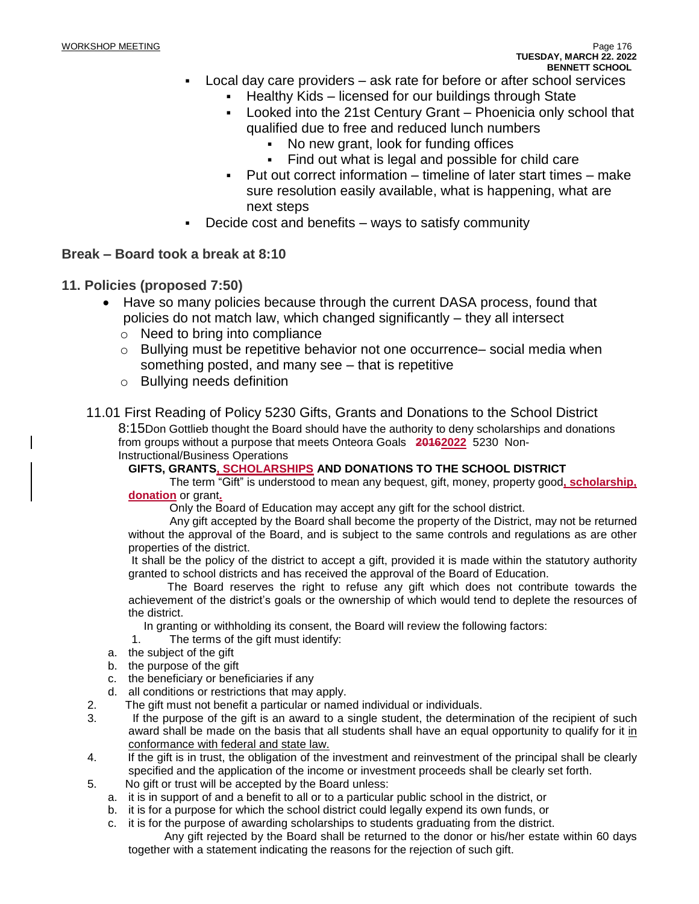- Local day care providers – ask rate for before or after school services
  - Healthy Kids – licensed for our buildings through State
  - Looked into the 21st Century Grant – Phoenicia only school that qualified due to free and reduced lunch numbers
    - No new grant, look for funding offices
    - Find out what is legal and possible for child care
  - Put out correct information – timeline of later start times – make sure resolution easily available, what is happening, what are next steps
- Decide cost and benefits – ways to satisfy community

**Break – Board took a break at 8:10**

**11. Policies (proposed 7:50)**

- Have so many policies because through the current DASA process, found that policies do not match law, which changed significantly – they all intersect
  - Need to bring into compliance
  - Bullying must be repetitive behavior not one occurrence– social media when something posted, and many see – that is repetitive
  - Bullying needs definition

11.01 First Reading of Policy 5230 Gifts, Grants and Donations to the School District

8:15Don Gottlieb thought the Board should have the authority to deny scholarships and donations from groups without a purpose that meets Onteora Goals ~~2016~~**2022** 5230 Non-Instructional/Business Operations

**GIFTS, GRANTS, SCHOLARSHIPS AND DONATIONS TO THE SCHOOL DISTRICT**

The term "Gift" is understood to mean any bequest, gift, money, property good**, scholarship, donation** or grant**.**

Only the Board of Education may accept any gift for the school district.

Any gift accepted by the Board shall become the property of the District, may not be returned without the approval of the Board, and is subject to the same controls and regulations as are other properties of the district.

It shall be the policy of the district to accept a gift, provided it is made within the statutory authority granted to school districts and has received the approval of the Board of Education.

The Board reserves the right to refuse any gift which does not contribute towards the achievement of the district's goals or the ownership of which would tend to deplete the resources of the district.

In granting or withholding its consent, the Board will review the following factors:

1. The terms of the gift must identify:
   a. the subject of the gift
   b. the purpose of the gift
   c. the beneficiary or beneficiaries if any
   d. all conditions or restrictions that may apply.
2. The gift must not benefit a particular or named individual or individuals.
3. If the purpose of the gift is an award to a single student, the determination of the recipient of such award shall be made on the basis that all students shall have an equal opportunity to qualify for it in conformance with federal and state law.
4. If the gift is in trust, the obligation of the investment and reinvestment of the principal shall be clearly specified and the application of the income or investment proceeds shall be clearly set forth.
5. No gift or trust will be accepted by the Board unless:
   a. it is in support of and a benefit to all or to a particular public school in the district, or
   b. it is for a purpose for which the school district could legally expend its own funds, or
   c. it is for the purpose of awarding scholarships to students graduating from the district.

Any gift rejected by the Board shall be returned to the donor or his/her estate within 60 days together with a statement indicating the reasons for the rejection of such gift.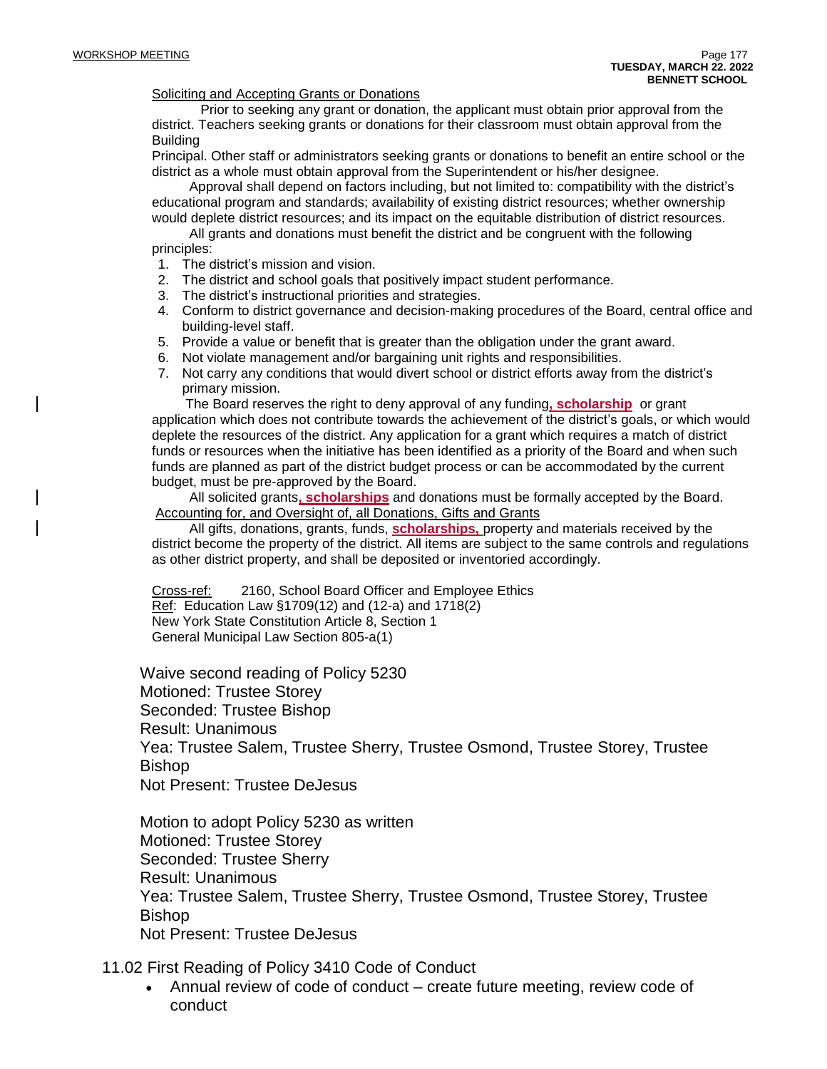Soliciting and Accepting Grants or Donations

Prior to seeking any grant or donation, the applicant must obtain prior approval from the district. Teachers seeking grants or donations for their classroom must obtain approval from the Building Principal. Other staff or administrators seeking grants or donations to benefit an entire school or the district as a whole must obtain approval from the Superintendent or his/her designee.

Approval shall depend on factors including, but not limited to: compatibility with the district's educational program and standards; availability of existing district resources; whether ownership would deplete district resources; and its impact on the equitable distribution of district resources.

All grants and donations must benefit the district and be congruent with the following principles:

1. The district's mission and vision.
2. The district and school goals that positively impact student performance.
3. The district's instructional priorities and strategies.
4. Conform to district governance and decision-making procedures of the Board, central office and building-level staff.
5. Provide a value or benefit that is greater than the obligation under the grant award.
6. Not violate management and/or bargaining unit rights and responsibilities.
7. Not carry any conditions that would divert school or district efforts away from the district's primary mission.

The Board reserves the right to deny approval of any funding**, scholarship** or grant application which does not contribute towards the achievement of the district's goals, or which would deplete the resources of the district. Any application for a grant which requires a match of district funds or resources when the initiative has been identified as a priority of the Board and when such funds are planned as part of the district budget process or can be accommodated by the current budget, must be pre-approved by the Board.

All solicited grants**, scholarships** and donations must be formally accepted by the Board.

Accounting for, and Oversight of, all Donations, Gifts and Grants

All gifts, donations, grants, funds, **scholarships,** property and materials received by the district become the property of the district. All items are subject to the same controls and regulations as other district property, and shall be deposited or inventoried accordingly.

Cross-ref: 2160, School Board Officer and Employee Ethics
Ref: Education Law §1709(12) and (12-a) and 1718(2)
New York State Constitution Article 8, Section 1
General Municipal Law Section 805-a(1)

Waive second reading of Policy 5230
Motioned: Trustee Storey
Seconded: Trustee Bishop
Result: Unanimous
Yea: Trustee Salem, Trustee Sherry, Trustee Osmond, Trustee Storey, Trustee Bishop
Not Present: Trustee DeJesus

Motion to adopt Policy 5230 as written
Motioned: Trustee Storey
Seconded: Trustee Sherry
Result: Unanimous
Yea: Trustee Salem, Trustee Sherry, Trustee Osmond, Trustee Storey, Trustee Bishop
Not Present: Trustee DeJesus

11.02 First Reading of Policy 3410 Code of Conduct

- Annual review of code of conduct – create future meeting, review code of conduct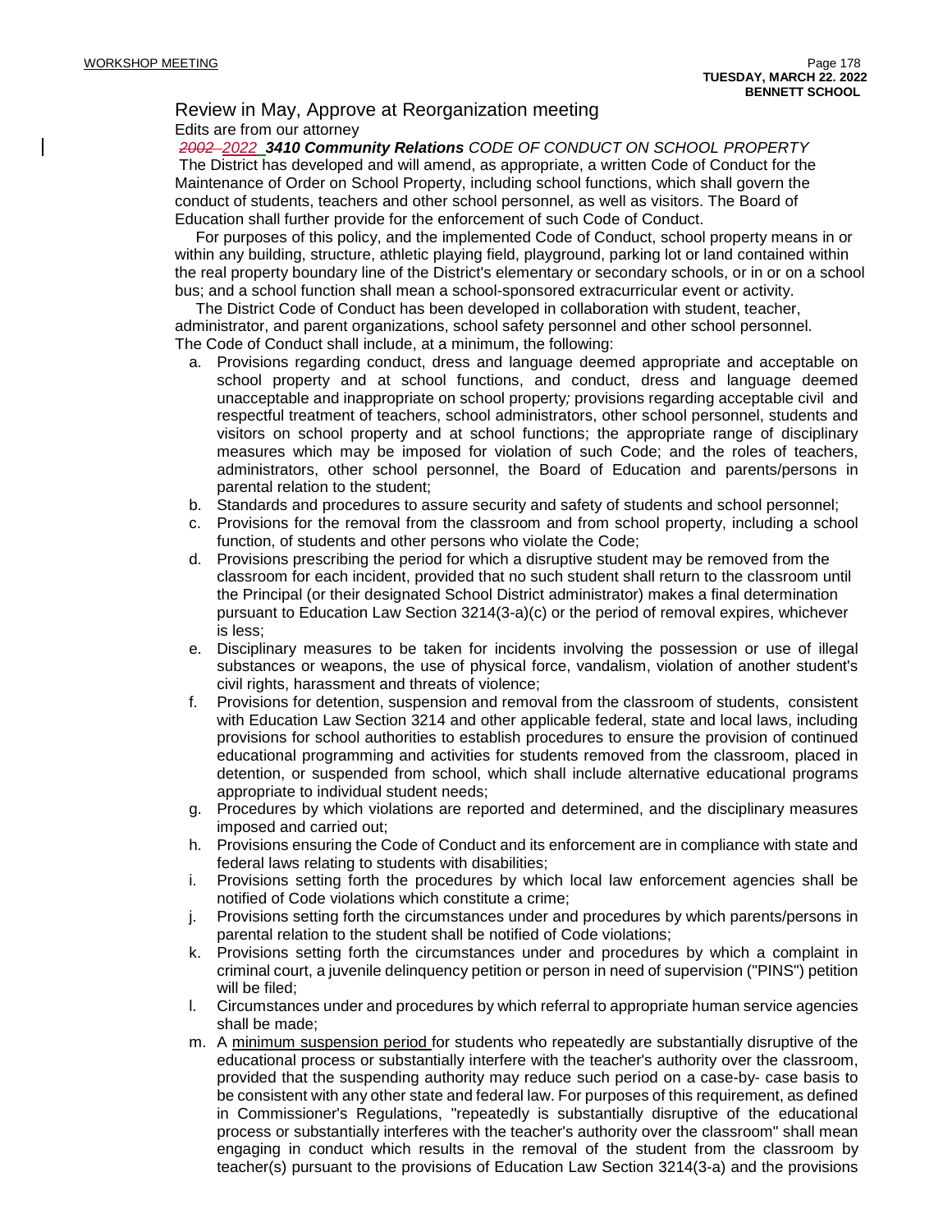Review in May, Approve at Reorganization meeting

Edits are from our attorney

~~2002~~ 2022 ***3410 Community Relations*** *CODE OF CONDUCT ON SCHOOL PROPERTY*

The District has developed and will amend, as appropriate, a written Code of Conduct for the Maintenance of Order on School Property, including school functions, which shall govern the conduct of students, teachers and other school personnel, as well as visitors. The Board of Education shall further provide for the enforcement of such Code of Conduct.

For purposes of this policy, and the implemented Code of Conduct, school property means in or within any building, structure, athletic playing field, playground, parking lot or land contained within the real property boundary line of the District's elementary or secondary schools, or in or on a school bus; and a school function shall mean a school-sponsored extracurricular event or activity.

The District Code of Conduct has been developed in collaboration with student, teacher, administrator, and parent organizations, school safety personnel and other school personnel.

The Code of Conduct shall include, at a minimum, the following:

a. Provisions regarding conduct, dress and language deemed appropriate and acceptable on school property and at school functions, and conduct, dress and language deemed unacceptable and inappropriate on school property; provisions regarding acceptable civil and respectful treatment of teachers, school administrators, other school personnel, students and visitors on school property and at school functions; the appropriate range of disciplinary measures which may be imposed for violation of such Code; and the roles of teachers, administrators, other school personnel, the Board of Education and parents/persons in parental relation to the student;
b. Standards and procedures to assure security and safety of students and school personnel;
c. Provisions for the removal from the classroom and from school property, including a school function, of students and other persons who violate the Code;
d. Provisions prescribing the period for which a disruptive student may be removed from the classroom for each incident, provided that no such student shall return to the classroom until the Principal (or their designated School District administrator) makes a final determination pursuant to Education Law Section 3214(3-a)(c) or the period of removal expires, whichever is less;
e. Disciplinary measures to be taken for incidents involving the possession or use of illegal substances or weapons, the use of physical force, vandalism, violation of another student's civil rights, harassment and threats of violence;
f. Provisions for detention, suspension and removal from the classroom of students, consistent with Education Law Section 3214 and other applicable federal, state and local laws, including provisions for school authorities to establish procedures to ensure the provision of continued educational programming and activities for students removed from the classroom, placed in detention, or suspended from school, which shall include alternative educational programs appropriate to individual student needs;
g. Procedures by which violations are reported and determined, and the disciplinary measures imposed and carried out;
h. Provisions ensuring the Code of Conduct and its enforcement are in compliance with state and federal laws relating to students with disabilities;
i. Provisions setting forth the procedures by which local law enforcement agencies shall be notified of Code violations which constitute a crime;
j. Provisions setting forth the circumstances under and procedures by which parents/persons in parental relation to the student shall be notified of Code violations;
k. Provisions setting forth the circumstances under and procedures by which a complaint in criminal court, a juvenile delinquency petition or person in need of supervision ("PINS") petition will be filed;
l. Circumstances under and procedures by which referral to appropriate human service agencies shall be made;
m. A minimum suspension period for students who repeatedly are substantially disruptive of the educational process or substantially interfere with the teacher's authority over the classroom, provided that the suspending authority may reduce such period on a case-by- case basis to be consistent with any other state and federal law. For purposes of this requirement, as defined in Commissioner's Regulations, "repeatedly is substantially disruptive of the educational process or substantially interferes with the teacher's authority over the classroom" shall mean engaging in conduct which results in the removal of the student from the classroom by teacher(s) pursuant to the provisions of Education Law Section 3214(3-a) and the provisions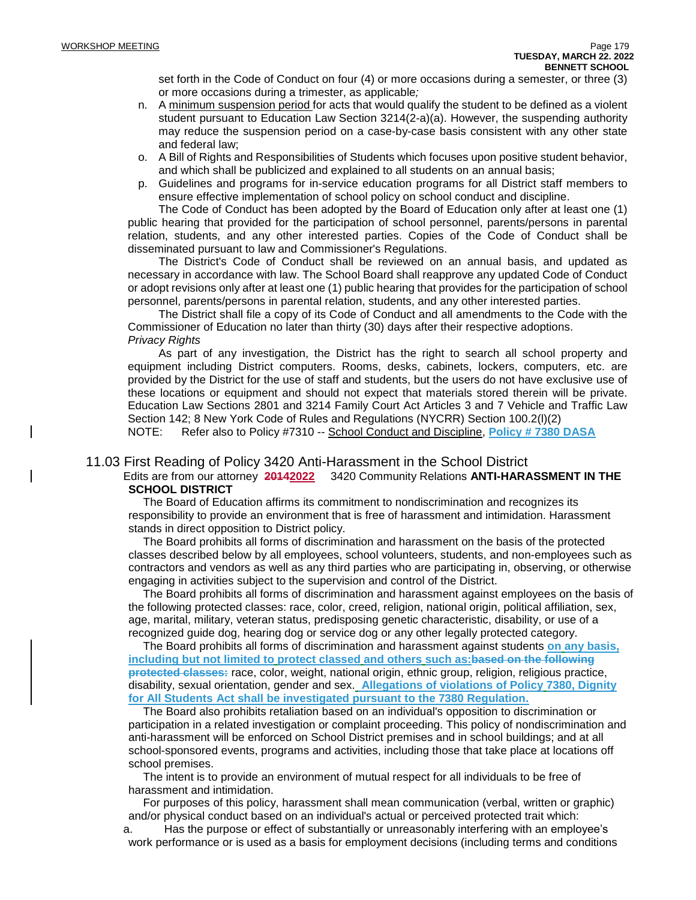set forth in the Code of Conduct on four (4) or more occasions during a semester, or three (3) or more occasions during a trimester, as applicable*;*

n. A minimum suspension period for acts that would qualify the student to be defined as a violent student pursuant to Education Law Section 3214(2-a)(a). However, the suspending authority may reduce the suspension period on a case-by-case basis consistent with any other state and federal law;

o. A Bill of Rights and Responsibilities of Students which focuses upon positive student behavior, and which shall be publicized and explained to all students on an annual basis;

p. Guidelines and programs for in-service education programs for all District staff members to ensure effective implementation of school policy on school conduct and discipline.

The Code of Conduct has been adopted by the Board of Education only after at least one (1) public hearing that provided for the participation of school personnel, parents/persons in parental relation, students, and any other interested parties. Copies of the Code of Conduct shall be disseminated pursuant to law and Commissioner's Regulations.

The District's Code of Conduct shall be reviewed on an annual basis, and updated as necessary in accordance with law. The School Board shall reapprove any updated Code of Conduct or adopt revisions only after at least one (1) public hearing that provides for the participation of school personnel, parents/persons in parental relation, students, and any other interested parties.

The District shall file a copy of its Code of Conduct and all amendments to the Code with the Commissioner of Education no later than thirty (30) days after their respective adoptions.

*Privacy Rights*

As part of any investigation, the District has the right to search all school property and equipment including District computers. Rooms, desks, cabinets, lockers, computers, etc. are provided by the District for the use of staff and students, but the users do not have exclusive use of these locations or equipment and should not expect that materials stored therein will be private. Education Law Sections 2801 and 3214 Family Court Act Articles 3 and 7 Vehicle and Traffic Law Section 142; 8 New York Code of Rules and Regulations (NYCRR) Section 100.2(l)(2)

NOTE: Refer also to Policy #7310 -- School Conduct and Discipline, **Policy # 7380 DASA**

## 11.03 First Reading of Policy 3420 Anti-Harassment in the School District

Edits are from our attorney ~~2014~~**2022** 3420 Community Relations **ANTI-HARASSMENT IN THE SCHOOL DISTRICT**

The Board of Education affirms its commitment to nondiscrimination and recognizes its responsibility to provide an environment that is free of harassment and intimidation. Harassment stands in direct opposition to District policy.

The Board prohibits all forms of discrimination and harassment on the basis of the protected classes described below by all employees, school volunteers, students, and non-employees such as contractors and vendors as well as any third parties who are participating in, observing, or otherwise engaging in activities subject to the supervision and control of the District.

The Board prohibits all forms of discrimination and harassment against employees on the basis of the following protected classes: race, color, creed, religion, national origin, political affiliation, sex, age, marital, military, veteran status, predisposing genetic characteristic, disability, or use of a recognized guide dog, hearing dog or service dog or any other legally protected category.

The Board prohibits all forms of discrimination and harassment against students **on any basis, including but not limited to protect classed and others such as:**~~based on the following protected classes:~~ race, color, weight, national origin, ethnic group, religion, religious practice, disability, sexual orientation, gender and sex. **Allegations of violations of Policy 7380, Dignity for All Students Act shall be investigated pursuant to the 7380 Regulation.**

The Board also prohibits retaliation based on an individual's opposition to discrimination or participation in a related investigation or complaint proceeding. This policy of nondiscrimination and anti-harassment will be enforced on School District premises and in school buildings; and at all school-sponsored events, programs and activities, including those that take place at locations off school premises.

The intent is to provide an environment of mutual respect for all individuals to be free of harassment and intimidation.

For purposes of this policy, harassment shall mean communication (verbal, written or graphic) and/or physical conduct based on an individual's actual or perceived protected trait which:

a. Has the purpose or effect of substantially or unreasonably interfering with an employee's work performance or is used as a basis for employment decisions (including terms and conditions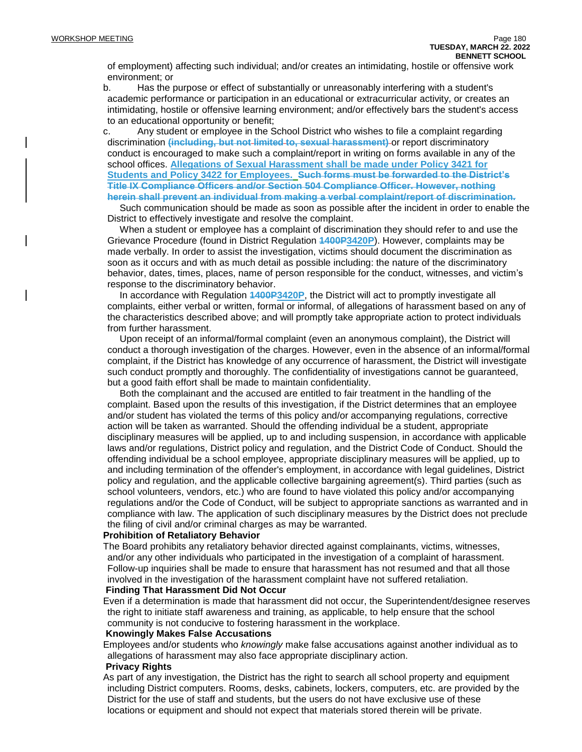of employment) affecting such individual; and/or creates an intimidating, hostile or offensive work environment; or

b. Has the purpose or effect of substantially or unreasonably interfering with a student's academic performance or participation in an educational or extracurricular activity, or creates an intimidating, hostile or offensive learning environment; and/or effectively bars the student's access to an educational opportunity or benefit;

c. Any student or employee in the School District who wishes to file a complaint regarding discrimination ~~(including, but not limited to, sexual harassment)~~ or report discriminatory conduct is encouraged to make such a complaint/report in writing on forms available in any of the school offices. **Allegations of Sexual Harassment shall be made under Policy 3421 for Students and Policy 3422 for Employees.** ~~Such forms must be forwarded to the District's Title IX Compliance Officers and/or Section 504 Compliance Officer. However, nothing herein shall prevent an individual from making a verbal complaint/report of discrimination.~~

Such communication should be made as soon as possible after the incident in order to enable the District to effectively investigate and resolve the complaint.

When a student or employee has a complaint of discrimination they should refer to and use the Grievance Procedure (found in District Regulation ~~1400P~~**3420P**). However, complaints may be made verbally. In order to assist the investigation, victims should document the discrimination as soon as it occurs and with as much detail as possible including: the nature of the discriminatory behavior, dates, times, places, name of person responsible for the conduct, witnesses, and victim's response to the discriminatory behavior.

In accordance with Regulation ~~1400P~~**3420P**, the District will act to promptly investigate all complaints, either verbal or written, formal or informal, of allegations of harassment based on any of the characteristics described above; and will promptly take appropriate action to protect individuals from further harassment.

Upon receipt of an informal/formal complaint (even an anonymous complaint), the District will conduct a thorough investigation of the charges. However, even in the absence of an informal/formal complaint, if the District has knowledge of any occurrence of harassment, the District will investigate such conduct promptly and thoroughly. The confidentiality of investigations cannot be guaranteed, but a good faith effort shall be made to maintain confidentiality.

Both the complainant and the accused are entitled to fair treatment in the handling of the complaint. Based upon the results of this investigation, if the District determines that an employee and/or student has violated the terms of this policy and/or accompanying regulations, corrective action will be taken as warranted. Should the offending individual be a student, appropriate disciplinary measures will be applied, up to and including suspension, in accordance with applicable laws and/or regulations, District policy and regulation, and the District Code of Conduct. Should the offending individual be a school employee, appropriate disciplinary measures will be applied, up to and including termination of the offender's employment, in accordance with legal guidelines, District policy and regulation, and the applicable collective bargaining agreement(s). Third parties (such as school volunteers, vendors, etc.) who are found to have violated this policy and/or accompanying regulations and/or the Code of Conduct, will be subject to appropriate sanctions as warranted and in compliance with law. The application of such disciplinary measures by the District does not preclude the filing of civil and/or criminal charges as may be warranted.

**Prohibition of Retaliatory Behavior**

The Board prohibits any retaliatory behavior directed against complainants, victims, witnesses, and/or any other individuals who participated in the investigation of a complaint of harassment. Follow-up inquiries shall be made to ensure that harassment has not resumed and that all those involved in the investigation of the harassment complaint have not suffered retaliation.

**Finding That Harassment Did Not Occur**

Even if a determination is made that harassment did not occur, the Superintendent/designee reserves the right to initiate staff awareness and training, as applicable, to help ensure that the school community is not conducive to fostering harassment in the workplace.

**Knowingly Makes False Accusations**

Employees and/or students who *knowingly* make false accusations against another individual as to allegations of harassment may also face appropriate disciplinary action.

**Privacy Rights**

As part of any investigation, the District has the right to search all school property and equipment including District computers. Rooms, desks, cabinets, lockers, computers, etc. are provided by the District for the use of staff and students, but the users do not have exclusive use of these locations or equipment and should not expect that materials stored therein will be private.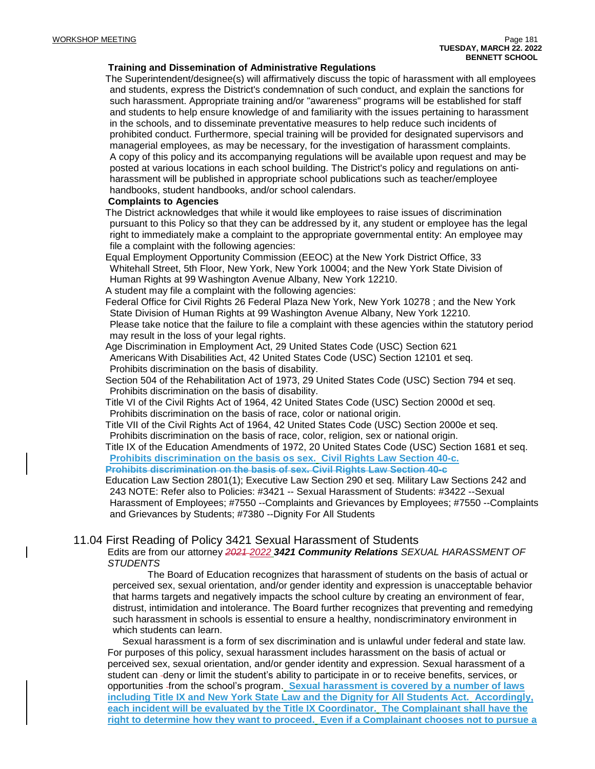**Training and Dissemination of Administrative Regulations**

The Superintendent/designee(s) will affirmatively discuss the topic of harassment with all employees and students, express the District's condemnation of such conduct, and explain the sanctions for such harassment. Appropriate training and/or "awareness" programs will be established for staff and students to help ensure knowledge of and familiarity with the issues pertaining to harassment in the schools, and to disseminate preventative measures to help reduce such incidents of prohibited conduct. Furthermore, special training will be provided for designated supervisors and managerial employees, as may be necessary, for the investigation of harassment complaints. A copy of this policy and its accompanying regulations will be available upon request and may be posted at various locations in each school building. The District's policy and regulations on anti-harassment will be published in appropriate school publications such as teacher/employee handbooks, student handbooks, and/or school calendars.

**Complaints to Agencies**

The District acknowledges that while it would like employees to raise issues of discrimination pursuant to this Policy so that they can be addressed by it, any student or employee has the legal right to immediately make a complaint to the appropriate governmental entity: An employee may file a complaint with the following agencies:

Equal Employment Opportunity Commission (EEOC) at the New York District Office, 33 Whitehall Street, 5th Floor, New York, New York 10004; and the New York State Division of Human Rights at 99 Washington Avenue Albany, New York 12210.

A student may file a complaint with the following agencies:

Federal Office for Civil Rights 26 Federal Plaza New York, New York 10278 ; and the New York State Division of Human Rights at 99 Washington Avenue Albany, New York 12210.

Please take notice that the failure to file a complaint with these agencies within the statutory period may result in the loss of your legal rights.

Age Discrimination in Employment Act, 29 United States Code (USC) Section 621

Americans With Disabilities Act, 42 United States Code (USC) Section 12101 et seq. Prohibits discrimination on the basis of disability.

Section 504 of the Rehabilitation Act of 1973, 29 United States Code (USC) Section 794 et seq. Prohibits discrimination on the basis of disability.

Title VI of the Civil Rights Act of 1964, 42 United States Code (USC) Section 2000d et seq. Prohibits discrimination on the basis of race, color or national origin.

Title VII of the Civil Rights Act of 1964, 42 United States Code (USC) Section 2000e et seq. Prohibits discrimination on the basis of race, color, religion, sex or national origin.

Title IX of the Education Amendments of 1972, 20 United States Code (USC) Section 1681 et seq. **Prohibits discrimination on the basis os sex. Civil Rights Law Section 40-c.**

~~**Prohibits discrimination on the basis of sex. Civil Rights Law Section 40-c**~~

Education Law Section 2801(1); Executive Law Section 290 et seq. Military Law Sections 242 and 243 NOTE: Refer also to Policies: #3421 -- Sexual Harassment of Students: #3422 --Sexual Harassment of Employees; #7550 --Complaints and Grievances by Employees; #7550 --Complaints and Grievances by Students; #7380 --Dignity For All Students

## 11.04 First Reading of Policy 3421 Sexual Harassment of Students

Edits are from our attorney ~~*2021*~~ *2022* ***3421 Community Relations*** *SEXUAL HARASSMENT OF STUDENTS*

The Board of Education recognizes that harassment of students on the basis of actual or perceived sex, sexual orientation, and/or gender identity and expression is unacceptable behavior that harms targets and negatively impacts the school culture by creating an environment of fear, distrust, intimidation and intolerance. The Board further recognizes that preventing and remedying such harassment in schools is essential to ensure a healthy, nondiscriminatory environment in which students can learn.

Sexual harassment is a form of sex discrimination and is unlawful under federal and state law. For purposes of this policy, sexual harassment includes harassment on the basis of actual or perceived sex, sexual orientation, and/or gender identity and expression. Sexual harassment of a student can deny or limit the student's ability to participate in or to receive benefits, services, or opportunities from the school's program. **Sexual harassment is covered by a number of laws including Title IX and New York State Law and the Dignity for All Students Act. Accordingly, each incident will be evaluated by the Title IX Coordinator. The Complainant shall have the right to determine how they want to proceed. Even if a Complainant chooses not to pursue a**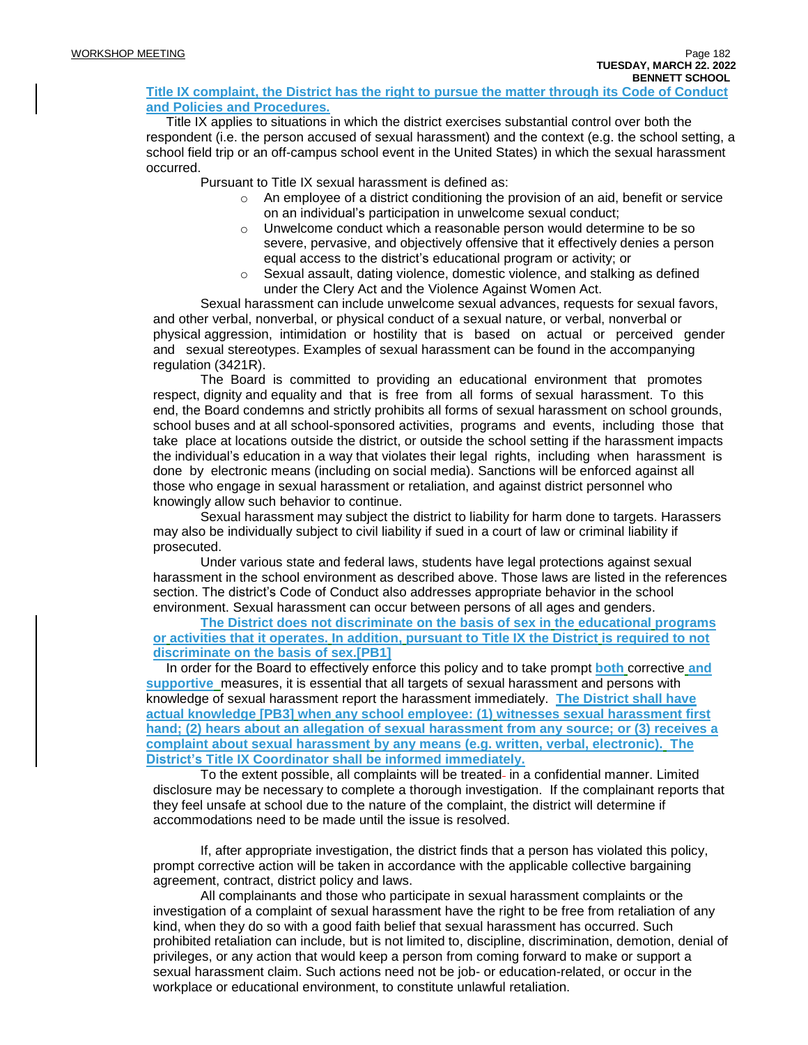**Title IX complaint, the District has the right to pursue the matter through its Code of Conduct and Policies and Procedures.**

Title IX applies to situations in which the district exercises substantial control over both the respondent (i.e. the person accused of sexual harassment) and the context (e.g. the school setting, a school field trip or an off-campus school event in the United States) in which the sexual harassment occurred.

Pursuant to Title IX sexual harassment is defined as:

- An employee of a district conditioning the provision of an aid, benefit or service on an individual's participation in unwelcome sexual conduct;
- Unwelcome conduct which a reasonable person would determine to be so severe, pervasive, and objectively offensive that it effectively denies a person equal access to the district's educational program or activity; or
- Sexual assault, dating violence, domestic violence, and stalking as defined under the Clery Act and the Violence Against Women Act.

Sexual harassment can include unwelcome sexual advances, requests for sexual favors, and other verbal, nonverbal, or physical conduct of a sexual nature, or verbal, nonverbal or physical aggression, intimidation or hostility that is based on actual or perceived gender and sexual stereotypes. Examples of sexual harassment can be found in the accompanying regulation (3421R).

The Board is committed to providing an educational environment that promotes respect, dignity and equality and that is free from all forms of sexual harassment. To this end, the Board condemns and strictly prohibits all forms of sexual harassment on school grounds, school buses and at all school-sponsored activities, programs and events, including those that take place at locations outside the district, or outside the school setting if the harassment impacts the individual's education in a way that violates their legal rights, including when harassment is done by electronic means (including on social media). Sanctions will be enforced against all those who engage in sexual harassment or retaliation, and against district personnel who knowingly allow such behavior to continue.

Sexual harassment may subject the district to liability for harm done to targets. Harassers may also be individually subject to civil liability if sued in a court of law or criminal liability if prosecuted.

Under various state and federal laws, students have legal protections against sexual harassment in the school environment as described above. Those laws are listed in the references section. The district's Code of Conduct also addresses appropriate behavior in the school environment. Sexual harassment can occur between persons of all ages and genders.

**The District does not discriminate on the basis of sex in the educational programs or activities that it operates. In addition, pursuant to Title IX the District is required to not discriminate on the basis of sex.[PB1]**

In order for the Board to effectively enforce this policy and to take prompt **both** corrective **and supportive** measures, it is essential that all targets of sexual harassment and persons with knowledge of sexual harassment report the harassment immediately. **The District shall have actual knowledge [PB3] when any school employee: (1) witnesses sexual harassment first hand; (2) hears about an allegation of sexual harassment from any source; or (3) receives a complaint about sexual harassment by any means (e.g. written, verbal, electronic). The District's Title IX Coordinator shall be informed immediately.**

To the extent possible, all complaints will be treated in a confidential manner. Limited disclosure may be necessary to complete a thorough investigation. If the complainant reports that they feel unsafe at school due to the nature of the complaint, the district will determine if accommodations need to be made until the issue is resolved.

If, after appropriate investigation, the district finds that a person has violated this policy, prompt corrective action will be taken in accordance with the applicable collective bargaining agreement, contract, district policy and laws.

All complainants and those who participate in sexual harassment complaints or the investigation of a complaint of sexual harassment have the right to be free from retaliation of any kind, when they do so with a good faith belief that sexual harassment has occurred. Such prohibited retaliation can include, but is not limited to, discipline, discrimination, demotion, denial of privileges, or any action that would keep a person from coming forward to make or support a sexual harassment claim. Such actions need not be job- or education-related, or occur in the workplace or educational environment, to constitute unlawful retaliation.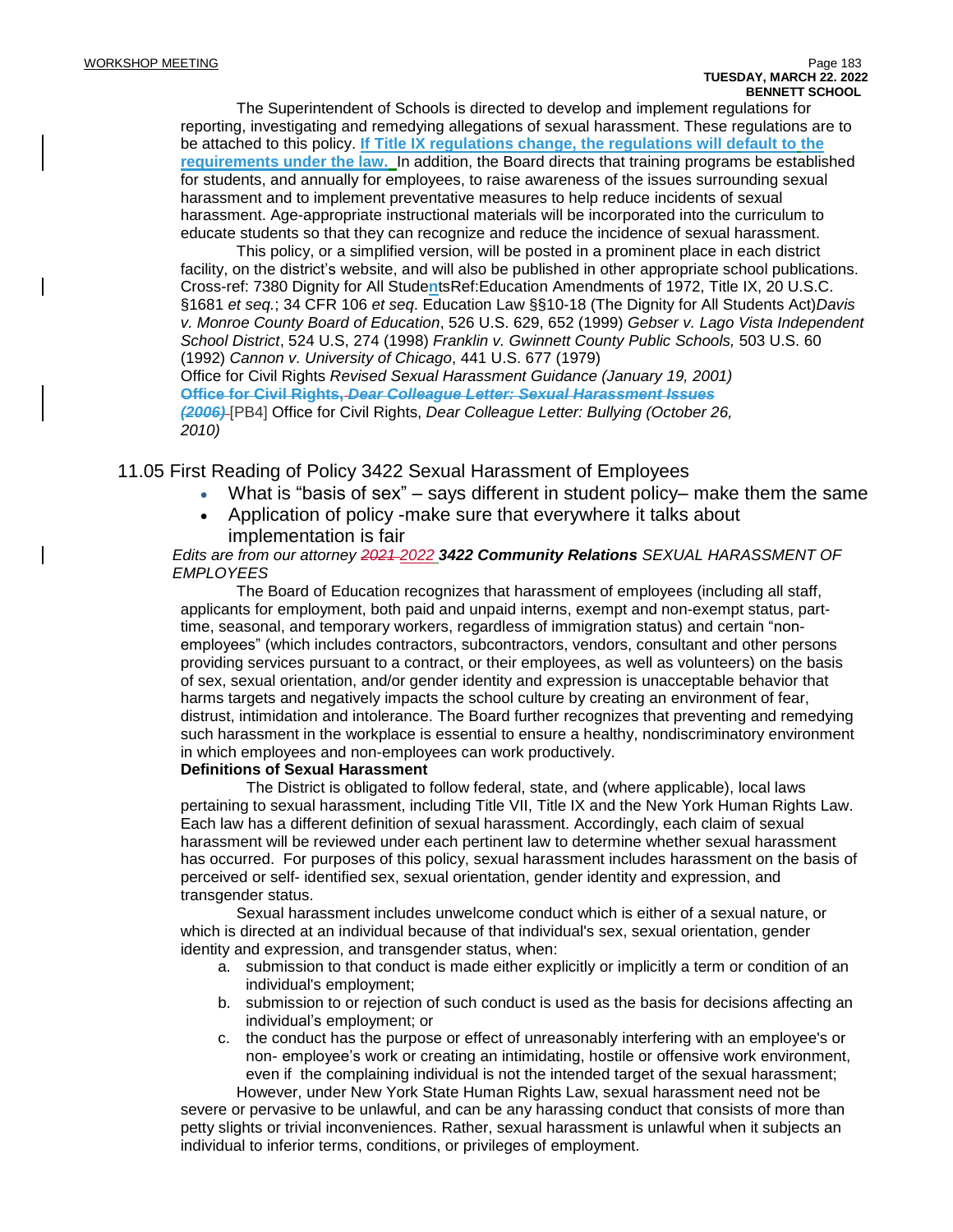The Superintendent of Schools is directed to develop and implement regulations for reporting, investigating and remedying allegations of sexual harassment. These regulations are to be attached to this policy. **If Title IX regulations change, the regulations will default to the requirements under the law.** In addition, the Board directs that training programs be established for students, and annually for employees, to raise awareness of the issues surrounding sexual harassment and to implement preventative measures to help reduce incidents of sexual harassment. Age-appropriate instructional materials will be incorporated into the curriculum to educate students so that they can recognize and reduce the incidence of sexual harassment.

This policy, or a simplified version, will be posted in a prominent place in each district facility, on the district's website, and will also be published in other appropriate school publications. Cross-ref: 7380 Dignity for All StudentsRef:Education Amendments of 1972, Title IX, 20 U.S.C. §1681 *et seq.*; 34 CFR 106 *et seq*. Education Law §§10-18 (The Dignity for All Students Act)*Davis v. Monroe County Board of Education*, 526 U.S. 629, 652 (1999) *Gebser v. Lago Vista Independent School District*, 524 U.S, 274 (1998) *Franklin v. Gwinnett County Public Schools,* 503 U.S. 60 (1992) *Cannon v. University of Chicago*, 441 U.S. 677 (1979)
Office for Civil Rights *Revised Sexual Harassment Guidance (January 19, 2001)*
**Office for Civil Rights, *~~Dear Colleague Letter: Sexual Harassment Issues (2006)~~*** [PB4] Office for Civil Rights, *Dear Colleague Letter: Bullying (October 26, 2010)*

## 11.05 First Reading of Policy 3422 Sexual Harassment of Employees

- What is "basis of sex" – says different in student policy– make them the same
- Application of policy -make sure that everywhere it talks about implementation is fair

*Edits are from our attorney ~~2021~~ 2022* ***3422 Community Relations*** *SEXUAL HARASSMENT OF EMPLOYEES*

The Board of Education recognizes that harassment of employees (including all staff, applicants for employment, both paid and unpaid interns, exempt and non-exempt status, part-time, seasonal, and temporary workers, regardless of immigration status) and certain "non-employees" (which includes contractors, subcontractors, vendors, consultant and other persons providing services pursuant to a contract, or their employees, as well as volunteers) on the basis of sex, sexual orientation, and/or gender identity and expression is unacceptable behavior that harms targets and negatively impacts the school culture by creating an environment of fear, distrust, intimidation and intolerance. The Board further recognizes that preventing and remedying such harassment in the workplace is essential to ensure a healthy, nondiscriminatory environment in which employees and non-employees can work productively.

**Definitions of Sexual Harassment**

The District is obligated to follow federal, state, and (where applicable), local laws pertaining to sexual harassment, including Title VII, Title IX and the New York Human Rights Law. Each law has a different definition of sexual harassment. Accordingly, each claim of sexual harassment will be reviewed under each pertinent law to determine whether sexual harassment has occurred. For purposes of this policy, sexual harassment includes harassment on the basis of perceived or self- identified sex, sexual orientation, gender identity and expression, and transgender status.

Sexual harassment includes unwelcome conduct which is either of a sexual nature, or which is directed at an individual because of that individual's sex, sexual orientation, gender identity and expression, and transgender status, when:

a. submission to that conduct is made either explicitly or implicitly a term or condition of an individual's employment;
b. submission to or rejection of such conduct is used as the basis for decisions affecting an individual's employment; or
c. the conduct has the purpose or effect of unreasonably interfering with an employee's or non- employee's work or creating an intimidating, hostile or offensive work environment, even if the complaining individual is not the intended target of the sexual harassment;

However, under New York State Human Rights Law, sexual harassment need not be severe or pervasive to be unlawful, and can be any harassing conduct that consists of more than petty slights or trivial inconveniences. Rather, sexual harassment is unlawful when it subjects an individual to inferior terms, conditions, or privileges of employment.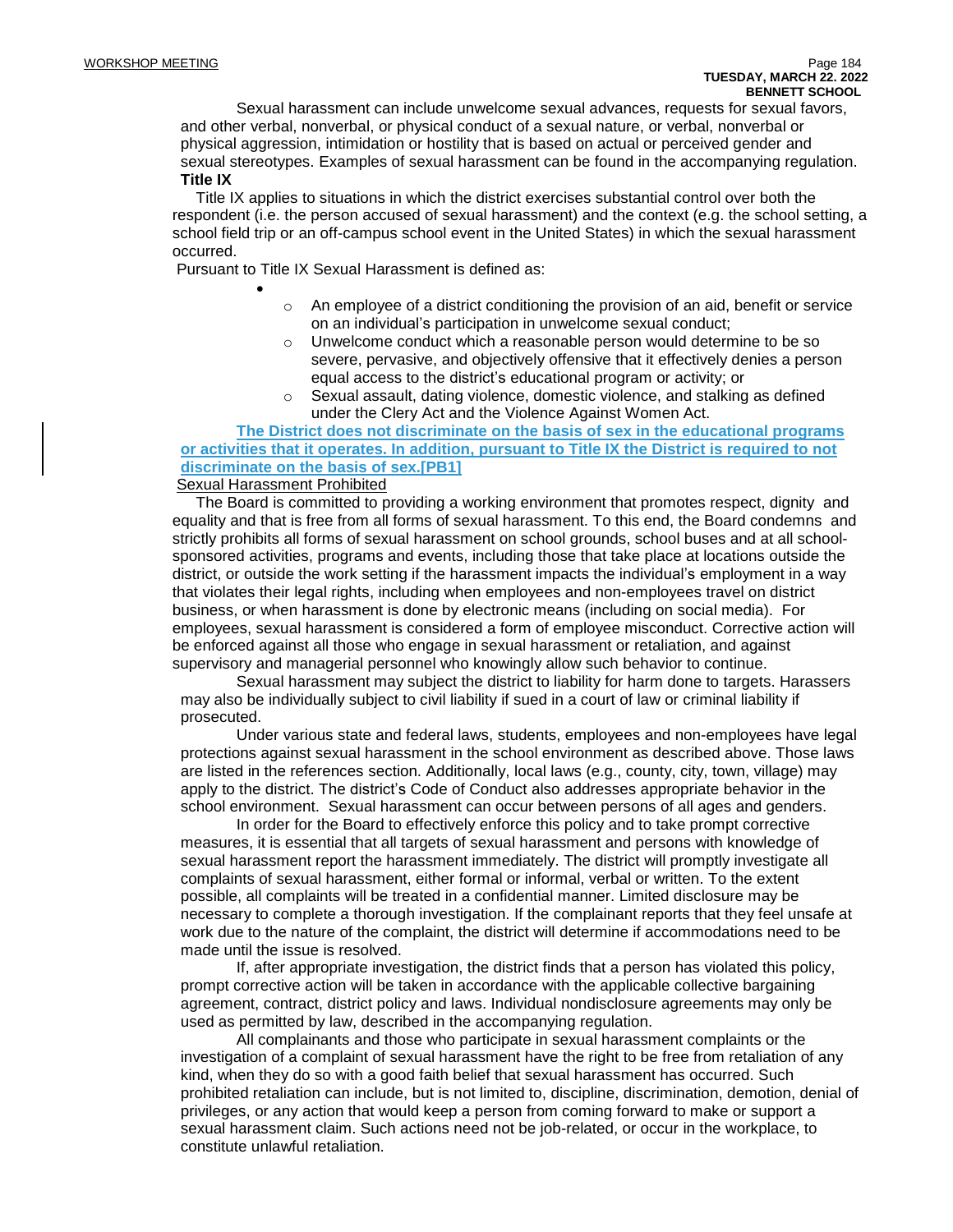Sexual harassment can include unwelcome sexual advances, requests for sexual favors, and other verbal, nonverbal, or physical conduct of a sexual nature, or verbal, nonverbal or physical aggression, intimidation or hostility that is based on actual or perceived gender and sexual stereotypes. Examples of sexual harassment can be found in the accompanying regulation.

**Title IX**

Title IX applies to situations in which the district exercises substantial control over both the respondent (i.e. the person accused of sexual harassment) and the context (e.g. the school setting, a school field trip or an off-campus school event in the United States) in which the sexual harassment occurred.

Pursuant to Title IX Sexual Harassment is defined as:

- 
    - An employee of a district conditioning the provision of an aid, benefit or service on an individual's participation in unwelcome sexual conduct;
    - Unwelcome conduct which a reasonable person would determine to be so severe, pervasive, and objectively offensive that it effectively denies a person equal access to the district's educational program or activity; or
    - Sexual assault, dating violence, domestic violence, and stalking as defined under the Clery Act and the Violence Against Women Act.

**The District does not discriminate on the basis of sex in the educational programs or activities that it operates. In addition, pursuant to Title IX the District is required to not discriminate on the basis of sex.[PB1]**

Sexual Harassment Prohibited

The Board is committed to providing a working environment that promotes respect, dignity and equality and that is free from all forms of sexual harassment. To this end, the Board condemns and strictly prohibits all forms of sexual harassment on school grounds, school buses and at all school-sponsored activities, programs and events, including those that take place at locations outside the district, or outside the work setting if the harassment impacts the individual's employment in a way that violates their legal rights, including when employees and non-employees travel on district business, or when harassment is done by electronic means (including on social media). For employees, sexual harassment is considered a form of employee misconduct. Corrective action will be enforced against all those who engage in sexual harassment or retaliation, and against supervisory and managerial personnel who knowingly allow such behavior to continue.

Sexual harassment may subject the district to liability for harm done to targets. Harassers may also be individually subject to civil liability if sued in a court of law or criminal liability if prosecuted.

Under various state and federal laws, students, employees and non-employees have legal protections against sexual harassment in the school environment as described above. Those laws are listed in the references section. Additionally, local laws (e.g., county, city, town, village) may apply to the district. The district's Code of Conduct also addresses appropriate behavior in the school environment. Sexual harassment can occur between persons of all ages and genders.

In order for the Board to effectively enforce this policy and to take prompt corrective measures, it is essential that all targets of sexual harassment and persons with knowledge of sexual harassment report the harassment immediately. The district will promptly investigate all complaints of sexual harassment, either formal or informal, verbal or written. To the extent possible, all complaints will be treated in a confidential manner. Limited disclosure may be necessary to complete a thorough investigation. If the complainant reports that they feel unsafe at work due to the nature of the complaint, the district will determine if accommodations need to be made until the issue is resolved.

If, after appropriate investigation, the district finds that a person has violated this policy, prompt corrective action will be taken in accordance with the applicable collective bargaining agreement, contract, district policy and laws. Individual nondisclosure agreements may only be used as permitted by law, described in the accompanying regulation.

All complainants and those who participate in sexual harassment complaints or the investigation of a complaint of sexual harassment have the right to be free from retaliation of any kind, when they do so with a good faith belief that sexual harassment has occurred. Such prohibited retaliation can include, but is not limited to, discipline, discrimination, demotion, denial of privileges, or any action that would keep a person from coming forward to make or support a sexual harassment claim. Such actions need not be job-related, or occur in the workplace, to constitute unlawful retaliation.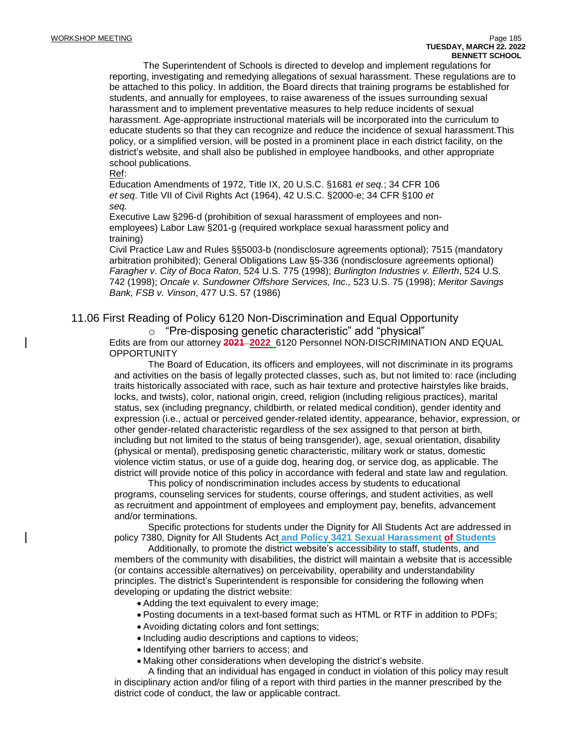The Superintendent of Schools is directed to develop and implement regulations for reporting, investigating and remedying allegations of sexual harassment. These regulations are to be attached to this policy. In addition, the Board directs that training programs be established for students, and annually for employees, to raise awareness of the issues surrounding sexual harassment and to implement preventative measures to help reduce incidents of sexual harassment. Age-appropriate instructional materials will be incorporated into the curriculum to educate students so that they can recognize and reduce the incidence of sexual harassment.This policy, or a simplified version, will be posted in a prominent place in each district facility, on the district's website, and shall also be published in employee handbooks, and other appropriate school publications.

Ref:

Education Amendments of 1972, Title IX, 20 U.S.C. §1681 *et seq.*; 34 CFR 106 *et seq*. Title VII of Civil Rights Act (1964), 42 U.S.C. §2000-e; 34 CFR §100 *et seq.*

Executive Law §296-d (prohibition of sexual harassment of employees and non-employees) Labor Law §201-g (required workplace sexual harassment policy and training)

Civil Practice Law and Rules §§5003-b (nondisclosure agreements optional); 7515 (mandatory arbitration prohibited); General Obligations Law §5-336 (nondisclosure agreements optional) *Faragher v. City of Boca Raton*, 524 U.S. 775 (1998); *Burlington Industries v. Ellerth*, 524 U.S. 742 (1998); *Oncale v. Sundowner Offshore Services, Inc.,* 523 U.S. 75 (1998); *Meritor Savings Bank, FSB v. Vinson*, 477 U.S. 57 (1986)

## 11.06 First Reading of Policy 6120 Non-Discrimination and Equal Opportunity

- "Pre-disposing genetic characteristic" add "physical"

Edits are from our attorney ~~2021~~ **2022** 6120 Personnel NON-DISCRIMINATION AND EQUAL OPPORTUNITY

The Board of Education, its officers and employees, will not discriminate in its programs and activities on the basis of legally protected classes, such as, but not limited to: race (including traits historically associated with race, such as hair texture and protective hairstyles like braids, locks, and twists), color, national origin, creed, religion (including religious practices), marital status, sex (including pregnancy, childbirth, or related medical condition), gender identity and expression (i.e., actual or perceived gender-related identity, appearance, behavior, expression, or other gender-related characteristic regardless of the sex assigned to that person at birth, including but not limited to the status of being transgender), age, sexual orientation, disability (physical or mental), predisposing genetic characteristic, military work or status, domestic violence victim status, or use of a guide dog, hearing dog, or service dog, as applicable. The district will provide notice of this policy in accordance with federal and state law and regulation.

This policy of nondiscrimination includes access by students to educational programs, counseling services for students, course offerings, and student activities, as well as recruitment and appointment of employees and employment pay, benefits, advancement and/or terminations.

Specific protections for students under the Dignity for All Students Act are addressed in policy 7380, Dignity for All Students Act **and Policy 3421 Sexual Harassment of Students**

Additionally, to promote the district website's accessibility to staff, students, and members of the community with disabilities, the district will maintain a website that is accessible (or contains accessible alternatives) on perceivability, operability and understandability principles. The district's Superintendent is responsible for considering the following when developing or updating the district website:

- Adding the text equivalent to every image;
- Posting documents in a text-based format such as HTML or RTF in addition to PDFs;
- Avoiding dictating colors and font settings;
- Including audio descriptions and captions to videos;
- Identifying other barriers to access; and
- Making other considerations when developing the district's website.

A finding that an individual has engaged in conduct in violation of this policy may result in disciplinary action and/or filing of a report with third parties in the manner prescribed by the district code of conduct, the law or applicable contract.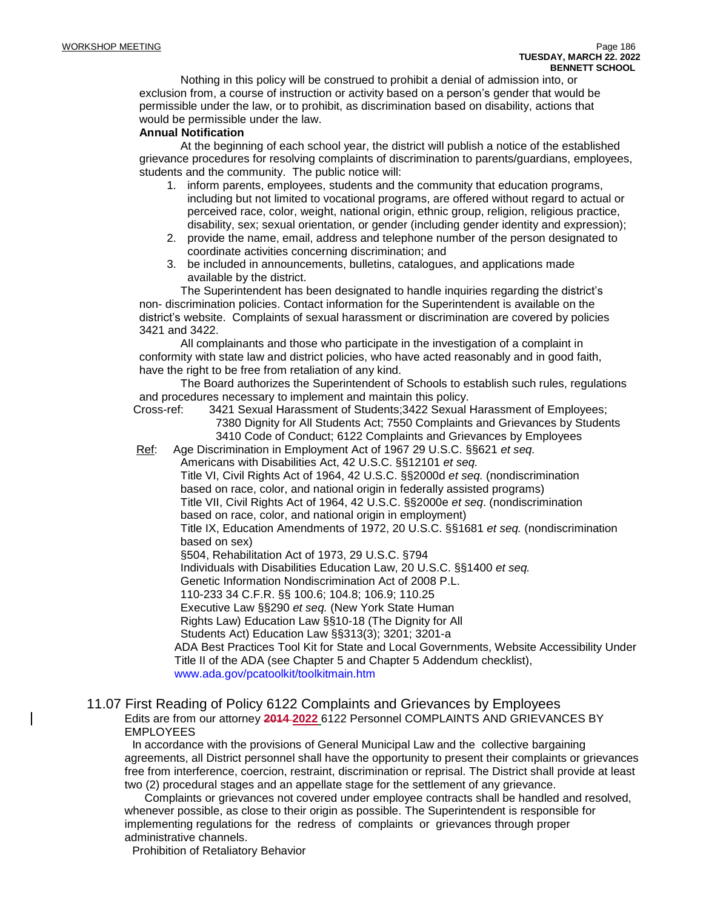Nothing in this policy will be construed to prohibit a denial of admission into, or exclusion from, a course of instruction or activity based on a person's gender that would be permissible under the law, or to prohibit, as discrimination based on disability, actions that would be permissible under the law.

**Annual Notification**

At the beginning of each school year, the district will publish a notice of the established grievance procedures for resolving complaints of discrimination to parents/guardians, employees, students and the community. The public notice will:

1. inform parents, employees, students and the community that education programs, including but not limited to vocational programs, are offered without regard to actual or perceived race, color, weight, national origin, ethnic group, religion, religious practice, disability, sex; sexual orientation, or gender (including gender identity and expression);
2. provide the name, email, address and telephone number of the person designated to coordinate activities concerning discrimination; and
3. be included in announcements, bulletins, catalogues, and applications made available by the district.

The Superintendent has been designated to handle inquiries regarding the district's non- discrimination policies. Contact information for the Superintendent is available on the district's website. Complaints of sexual harassment or discrimination are covered by policies 3421 and 3422.

All complainants and those who participate in the investigation of a complaint in conformity with state law and district policies, who have acted reasonably and in good faith, have the right to be free from retaliation of any kind.

The Board authorizes the Superintendent of Schools to establish such rules, regulations and procedures necessary to implement and maintain this policy.

Cross-ref: 3421 Sexual Harassment of Students;3422 Sexual Harassment of Employees; 7380 Dignity for All Students Act; 7550 Complaints and Grievances by Students 3410 Code of Conduct; 6122 Complaints and Grievances by Employees

Ref: Age Discrimination in Employment Act of 1967 29 U.S.C. §§621 *et seq.*
Americans with Disabilities Act, 42 U.S.C. §§12101 *et seq.*
Title VI, Civil Rights Act of 1964, 42 U.S.C. §§2000d *et seq.* (nondiscrimination based on race, color, and national origin in federally assisted programs)
Title VII, Civil Rights Act of 1964, 42 U.S.C. §§2000e *et seq*. (nondiscrimination based on race, color, and national origin in employment)
Title IX, Education Amendments of 1972, 20 U.S.C. §§1681 *et seq.* (nondiscrimination based on sex)
§504, Rehabilitation Act of 1973, 29 U.S.C. §794
Individuals with Disabilities Education Law, 20 U.S.C. §§1400 *et seq.*
Genetic Information Nondiscrimination Act of 2008 P.L.
110-233 34 C.F.R. §§ 100.6; 104.8; 106.9; 110.25
Executive Law §§290 *et seq.* (New York State Human Rights Law) Education Law §§10-18 (The Dignity for All Students Act) Education Law §§313(3); 3201; 3201-a
ADA Best Practices Tool Kit for State and Local Governments, Website Accessibility Under Title II of the ADA (see Chapter 5 and Chapter 5 Addendum checklist), www.ada.gov/pcatoolkit/toolkitmain.htm

## 11.07 First Reading of Policy 6122 Complaints and Grievances by Employees

Edits are from our attorney ~~2014~~ 2022 6122 Personnel COMPLAINTS AND GRIEVANCES BY EMPLOYEES

In accordance with the provisions of General Municipal Law and the collective bargaining agreements, all District personnel shall have the opportunity to present their complaints or grievances free from interference, coercion, restraint, discrimination or reprisal. The District shall provide at least two (2) procedural stages and an appellate stage for the settlement of any grievance.

Complaints or grievances not covered under employee contracts shall be handled and resolved, whenever possible, as close to their origin as possible. The Superintendent is responsible for implementing regulations for the redress of complaints or grievances through proper administrative channels.

Prohibition of Retaliatory Behavior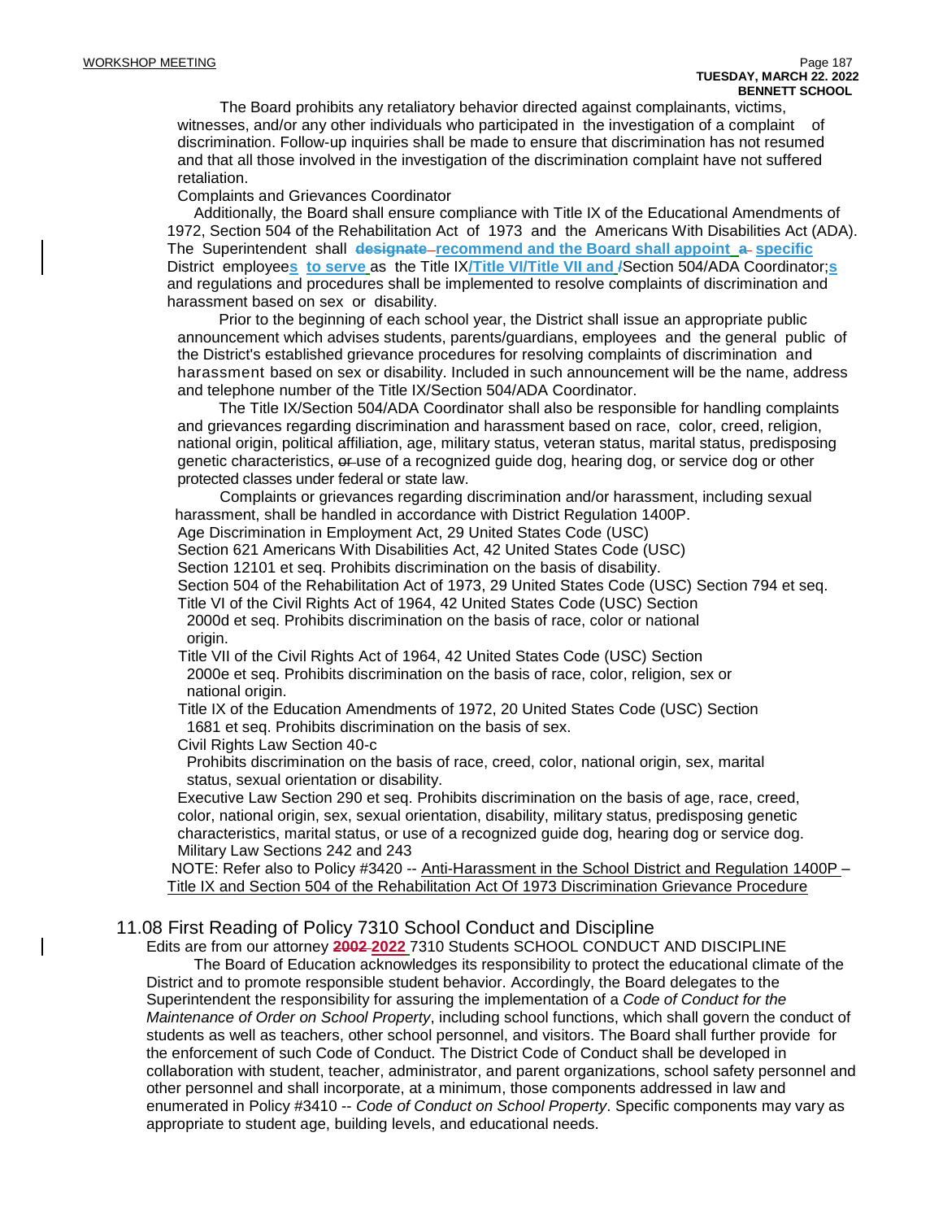The Board prohibits any retaliatory behavior directed against complainants, victims, witnesses, and/or any other individuals who participated in the investigation of a complaint of discrimination. Follow-up inquiries shall be made to ensure that discrimination has not resumed and that all those involved in the investigation of the discrimination complaint have not suffered retaliation.

Complaints and Grievances Coordinator

Additionally, the Board shall ensure compliance with Title IX of the Educational Amendments of 1972, Section 504 of the Rehabilitation Act of 1973 and the Americans With Disabilities Act (ADA). The Superintendent shall ~~designate~~ **recommend and the Board shall appoint** ~~a~~ **specific** District employee**s** **to serve** as the Title IX**/Title VI/Title VII and** ~~/~~Section 504/ADA Coordinator;**s** and regulations and procedures shall be implemented to resolve complaints of discrimination and harassment based on sex or disability.

Prior to the beginning of each school year, the District shall issue an appropriate public announcement which advises students, parents/guardians, employees and the general public of the District's established grievance procedures for resolving complaints of discrimination and harassment based on sex or disability. Included in such announcement will be the name, address and telephone number of the Title IX/Section 504/ADA Coordinator.

The Title IX/Section 504/ADA Coordinator shall also be responsible for handling complaints and grievances regarding discrimination and harassment based on race, color, creed, religion, national origin, political affiliation, age, military status, veteran status, marital status, predisposing genetic characteristics, ~~or~~ use of a recognized guide dog, hearing dog, or service dog or other protected classes under federal or state law.

Complaints or grievances regarding discrimination and/or harassment, including sexual harassment, shall be handled in accordance with District Regulation 1400P.

Age Discrimination in Employment Act, 29 United States Code (USC)

Section 621 Americans With Disabilities Act, 42 United States Code (USC)

Section 12101 et seq. Prohibits discrimination on the basis of disability.

Section 504 of the Rehabilitation Act of 1973, 29 United States Code (USC) Section 794 et seq.

Title VI of the Civil Rights Act of 1964, 42 United States Code (USC) Section 2000d et seq. Prohibits discrimination on the basis of race, color or national origin.

Title VII of the Civil Rights Act of 1964, 42 United States Code (USC) Section 2000e et seq. Prohibits discrimination on the basis of race, color, religion, sex or national origin.

Title IX of the Education Amendments of 1972, 20 United States Code (USC) Section 1681 et seq. Prohibits discrimination on the basis of sex.

Civil Rights Law Section 40-c

Prohibits discrimination on the basis of race, creed, color, national origin, sex, marital status, sexual orientation or disability.

Executive Law Section 290 et seq. Prohibits discrimination on the basis of age, race, creed, color, national origin, sex, sexual orientation, disability, military status, predisposing genetic characteristics, marital status, or use of a recognized guide dog, hearing dog or service dog.

Military Law Sections 242 and 243

NOTE: Refer also to Policy #3420 -- Anti-Harassment in the School District and Regulation 1400P – Title IX and Section 504 of the Rehabilitation Act Of 1973 Discrimination Grievance Procedure

## 11.08 First Reading of Policy 7310 School Conduct and Discipline

Edits are from our attorney ~~2002~~ **2022** 7310 Students SCHOOL CONDUCT AND DISCIPLINE

The Board of Education acknowledges its responsibility to protect the educational climate of the District and to promote responsible student behavior. Accordingly, the Board delegates to the Superintendent the responsibility for assuring the implementation of a *Code of Conduct for the Maintenance of Order on School Property*, including school functions, which shall govern the conduct of students as well as teachers, other school personnel, and visitors. The Board shall further provide for the enforcement of such Code of Conduct. The District Code of Conduct shall be developed in collaboration with student, teacher, administrator, and parent organizations, school safety personnel and other personnel and shall incorporate, at a minimum, those components addressed in law and enumerated in Policy #3410 -- *Code of Conduct on School Property*. Specific components may vary as appropriate to student age, building levels, and educational needs.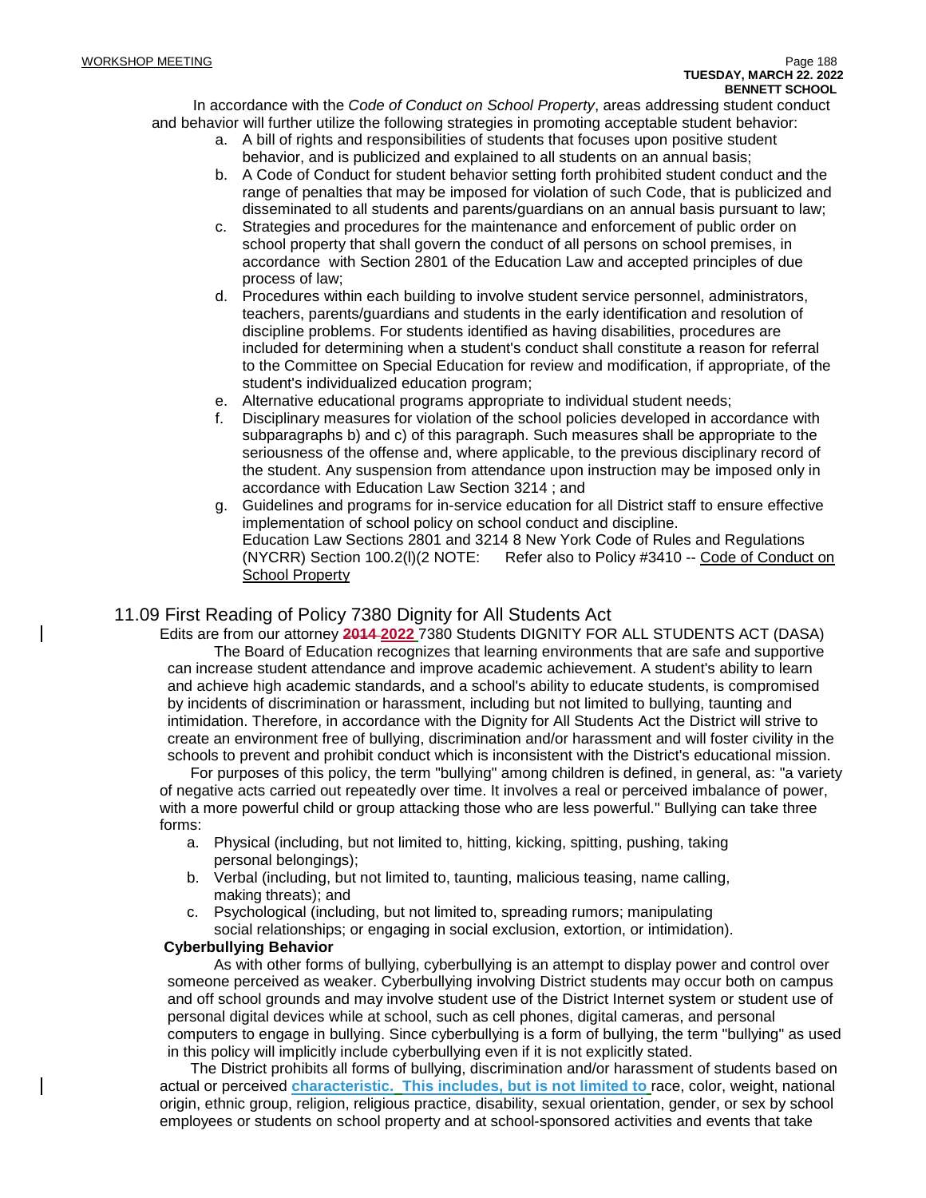In accordance with the *Code of Conduct on School Property*, areas addressing student conduct and behavior will further utilize the following strategies in promoting acceptable student behavior:

a. A bill of rights and responsibilities of students that focuses upon positive student behavior, and is publicized and explained to all students on an annual basis;
b. A Code of Conduct for student behavior setting forth prohibited student conduct and the range of penalties that may be imposed for violation of such Code, that is publicized and disseminated to all students and parents/guardians on an annual basis pursuant to law;
c. Strategies and procedures for the maintenance and enforcement of public order on school property that shall govern the conduct of all persons on school premises, in accordance with Section 2801 of the Education Law and accepted principles of due process of law;
d. Procedures within each building to involve student service personnel, administrators, teachers, parents/guardians and students in the early identification and resolution of discipline problems. For students identified as having disabilities, procedures are included for determining when a student's conduct shall constitute a reason for referral to the Committee on Special Education for review and modification, if appropriate, of the student's individualized education program;
e. Alternative educational programs appropriate to individual student needs;
f. Disciplinary measures for violation of the school policies developed in accordance with subparagraphs b) and c) of this paragraph. Such measures shall be appropriate to the seriousness of the offense and, where applicable, to the previous disciplinary record of the student. Any suspension from attendance upon instruction may be imposed only in accordance with Education Law Section 3214 ; and
g. Guidelines and programs for in-service education for all District staff to ensure effective implementation of school policy on school conduct and discipline.
Education Law Sections 2801 and 3214 8 New York Code of Rules and Regulations (NYCRR) Section 100.2(l)(2 NOTE: Refer also to Policy #3410 -- Code of Conduct on School Property

## 11.09 First Reading of Policy 7380 Dignity for All Students Act

Edits are from our attorney ~~2014~~ **2022** 7380 Students DIGNITY FOR ALL STUDENTS ACT (DASA)

The Board of Education recognizes that learning environments that are safe and supportive can increase student attendance and improve academic achievement. A student's ability to learn and achieve high academic standards, and a school's ability to educate students, is compromised by incidents of discrimination or harassment, including but not limited to bullying, taunting and intimidation. Therefore, in accordance with the Dignity for All Students Act the District will strive to create an environment free of bullying, discrimination and/or harassment and will foster civility in the schools to prevent and prohibit conduct which is inconsistent with the District's educational mission.

For purposes of this policy, the term "bullying" among children is defined, in general, as: "a variety of negative acts carried out repeatedly over time. It involves a real or perceived imbalance of power, with a more powerful child or group attacking those who are less powerful." Bullying can take three forms:

a. Physical (including, but not limited to, hitting, kicking, spitting, pushing, taking personal belongings);
b. Verbal (including, but not limited to, taunting, malicious teasing, name calling, making threats); and
c. Psychological (including, but not limited to, spreading rumors; manipulating social relationships; or engaging in social exclusion, extortion, or intimidation).

**Cyberbullying Behavior**

As with other forms of bullying, cyberbullying is an attempt to display power and control over someone perceived as weaker. Cyberbullying involving District students may occur both on campus and off school grounds and may involve student use of the District Internet system or student use of personal digital devices while at school, such as cell phones, digital cameras, and personal computers to engage in bullying. Since cyberbullying is a form of bullying, the term "bullying" as used in this policy will implicitly include cyberbullying even if it is not explicitly stated.

The District prohibits all forms of bullying, discrimination and/or harassment of students based on actual or perceived **characteristic. This includes, but is not limited to** race, color, weight, national origin, ethnic group, religion, religious practice, disability, sexual orientation, gender, or sex by school employees or students on school property and at school-sponsored activities and events that take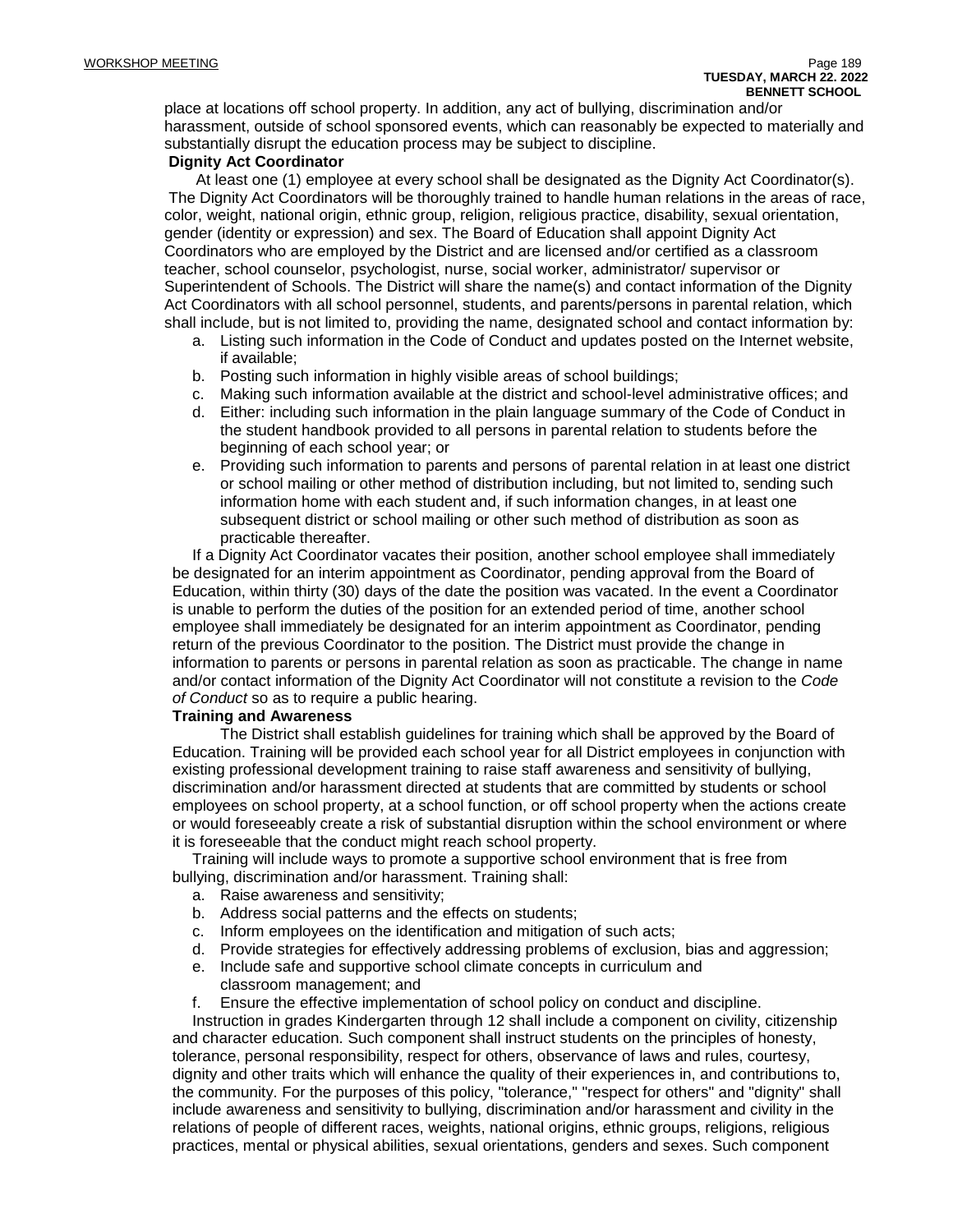place at locations off school property. In addition, any act of bullying, discrimination and/or harassment, outside of school sponsored events, which can reasonably be expected to materially and substantially disrupt the education process may be subject to discipline.

**Dignity Act Coordinator**

At least one (1) employee at every school shall be designated as the Dignity Act Coordinator(s). The Dignity Act Coordinators will be thoroughly trained to handle human relations in the areas of race, color, weight, national origin, ethnic group, religion, religious practice, disability, sexual orientation, gender (identity or expression) and sex. The Board of Education shall appoint Dignity Act Coordinators who are employed by the District and are licensed and/or certified as a classroom teacher, school counselor, psychologist, nurse, social worker, administrator/ supervisor or Superintendent of Schools. The District will share the name(s) and contact information of the Dignity Act Coordinators with all school personnel, students, and parents/persons in parental relation, which shall include, but is not limited to, providing the name, designated school and contact information by:

a. Listing such information in the Code of Conduct and updates posted on the Internet website, if available;
b. Posting such information in highly visible areas of school buildings;
c. Making such information available at the district and school-level administrative offices; and
d. Either: including such information in the plain language summary of the Code of Conduct in the student handbook provided to all persons in parental relation to students before the beginning of each school year; or
e. Providing such information to parents and persons of parental relation in at least one district or school mailing or other method of distribution including, but not limited to, sending such information home with each student and, if such information changes, in at least one subsequent district or school mailing or other such method of distribution as soon as practicable thereafter.

If a Dignity Act Coordinator vacates their position, another school employee shall immediately be designated for an interim appointment as Coordinator, pending approval from the Board of Education, within thirty (30) days of the date the position was vacated. In the event a Coordinator is unable to perform the duties of the position for an extended period of time, another school employee shall immediately be designated for an interim appointment as Coordinator, pending return of the previous Coordinator to the position. The District must provide the change in information to parents or persons in parental relation as soon as practicable. The change in name and/or contact information of the Dignity Act Coordinator will not constitute a revision to the *Code of Conduct* so as to require a public hearing.

**Training and Awareness**

The District shall establish guidelines for training which shall be approved by the Board of Education. Training will be provided each school year for all District employees in conjunction with existing professional development training to raise staff awareness and sensitivity of bullying, discrimination and/or harassment directed at students that are committed by students or school employees on school property, at a school function, or off school property when the actions create or would foreseeably create a risk of substantial disruption within the school environment or where it is foreseeable that the conduct might reach school property.

Training will include ways to promote a supportive school environment that is free from bullying, discrimination and/or harassment. Training shall:

a. Raise awareness and sensitivity;
b. Address social patterns and the effects on students;
c. Inform employees on the identification and mitigation of such acts;
d. Provide strategies for effectively addressing problems of exclusion, bias and aggression;
e. Include safe and supportive school climate concepts in curriculum and classroom management; and
f. Ensure the effective implementation of school policy on conduct and discipline.

Instruction in grades Kindergarten through 12 shall include a component on civility, citizenship and character education. Such component shall instruct students on the principles of honesty, tolerance, personal responsibility, respect for others, observance of laws and rules, courtesy, dignity and other traits which will enhance the quality of their experiences in, and contributions to, the community. For the purposes of this policy, "tolerance," "respect for others" and "dignity" shall include awareness and sensitivity to bullying, discrimination and/or harassment and civility in the relations of people of different races, weights, national origins, ethnic groups, religions, religious practices, mental or physical abilities, sexual orientations, genders and sexes. Such component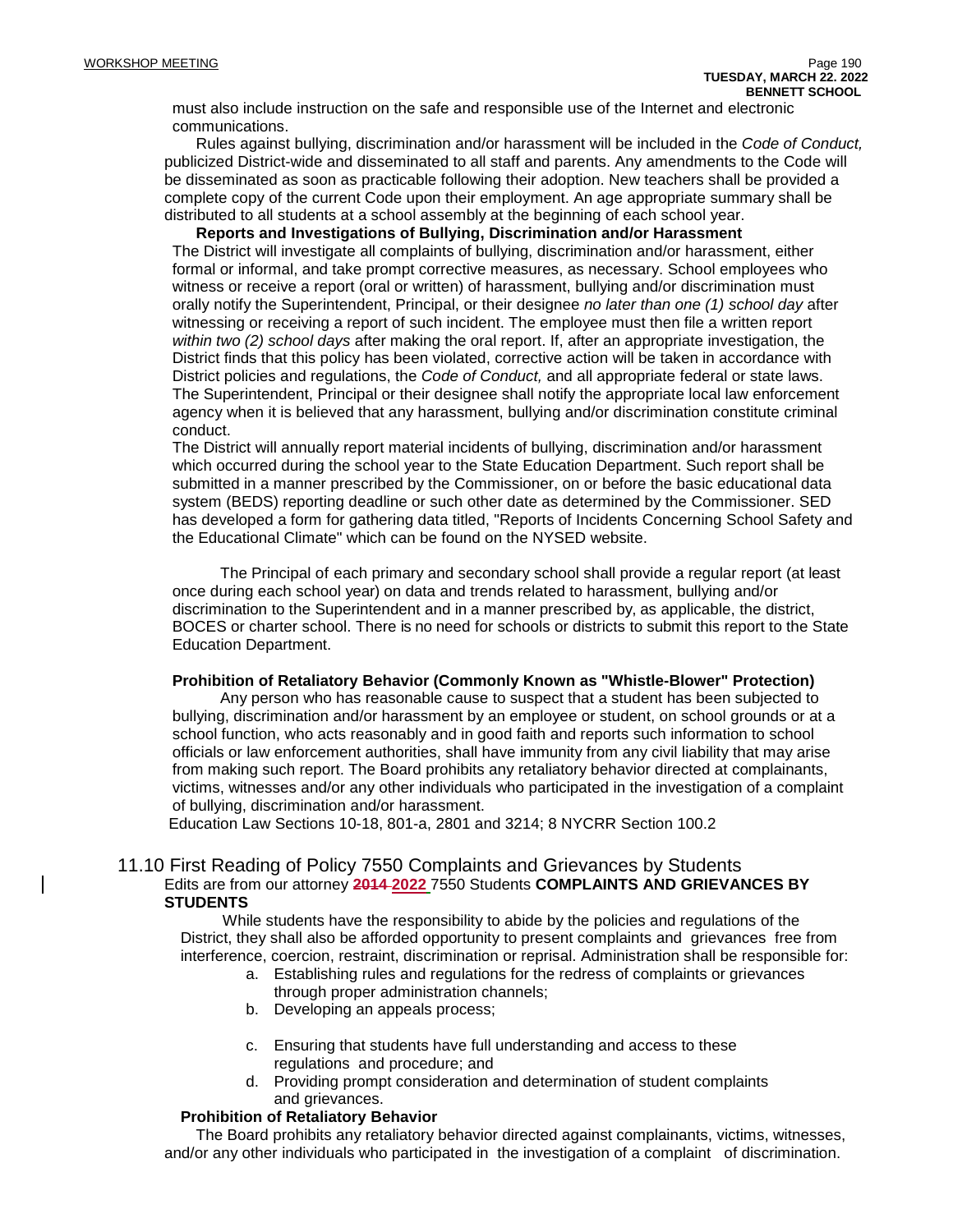must also include instruction on the safe and responsible use of the Internet and electronic communications.

Rules against bullying, discrimination and/or harassment will be included in the *Code of Conduct,* publicized District-wide and disseminated to all staff and parents. Any amendments to the Code will be disseminated as soon as practicable following their adoption. New teachers shall be provided a complete copy of the current Code upon their employment. An age appropriate summary shall be distributed to all students at a school assembly at the beginning of each school year.

**Reports and Investigations of Bullying, Discrimination and/or Harassment**

The District will investigate all complaints of bullying, discrimination and/or harassment, either formal or informal, and take prompt corrective measures, as necessary. School employees who witness or receive a report (oral or written) of harassment, bullying and/or discrimination must orally notify the Superintendent, Principal, or their designee *no later than one (1) school day* after witnessing or receiving a report of such incident. The employee must then file a written report *within two (2) school days* after making the oral report. If, after an appropriate investigation, the District finds that this policy has been violated, corrective action will be taken in accordance with District policies and regulations, the *Code of Conduct,* and all appropriate federal or state laws. The Superintendent, Principal or their designee shall notify the appropriate local law enforcement agency when it is believed that any harassment, bullying and/or discrimination constitute criminal conduct.

The District will annually report material incidents of bullying, discrimination and/or harassment which occurred during the school year to the State Education Department. Such report shall be submitted in a manner prescribed by the Commissioner, on or before the basic educational data system (BEDS) reporting deadline or such other date as determined by the Commissioner. SED has developed a form for gathering data titled, "Reports of Incidents Concerning School Safety and the Educational Climate" which can be found on the NYSED website.

The Principal of each primary and secondary school shall provide a regular report (at least once during each school year) on data and trends related to harassment, bullying and/or discrimination to the Superintendent and in a manner prescribed by, as applicable, the district, BOCES or charter school. There is no need for schools or districts to submit this report to the State Education Department.

**Prohibition of Retaliatory Behavior (Commonly Known as "Whistle-Blower" Protection)**

Any person who has reasonable cause to suspect that a student has been subjected to bullying, discrimination and/or harassment by an employee or student, on school grounds or at a school function, who acts reasonably and in good faith and reports such information to school officials or law enforcement authorities, shall have immunity from any civil liability that may arise from making such report. The Board prohibits any retaliatory behavior directed at complainants, victims, witnesses and/or any other individuals who participated in the investigation of a complaint of bullying, discrimination and/or harassment.

Education Law Sections 10-18, 801-a, 2801 and 3214; 8 NYCRR Section 100.2

## 11.10 First Reading of Policy 7550 Complaints and Grievances by Students

Edits are from our attorney ~~2014~~ 2022 7550 Students **COMPLAINTS AND GRIEVANCES BY STUDENTS**

While students have the responsibility to abide by the policies and regulations of the District, they shall also be afforded opportunity to present complaints and grievances free from interference, coercion, restraint, discrimination or reprisal. Administration shall be responsible for:

a. Establishing rules and regulations for the redress of complaints or grievances through proper administration channels;
b. Developing an appeals process;
c. Ensuring that students have full understanding and access to these regulations and procedure; and
d. Providing prompt consideration and determination of student complaints and grievances.

**Prohibition of Retaliatory Behavior**

The Board prohibits any retaliatory behavior directed against complainants, victims, witnesses, and/or any other individuals who participated in the investigation of a complaint of discrimination.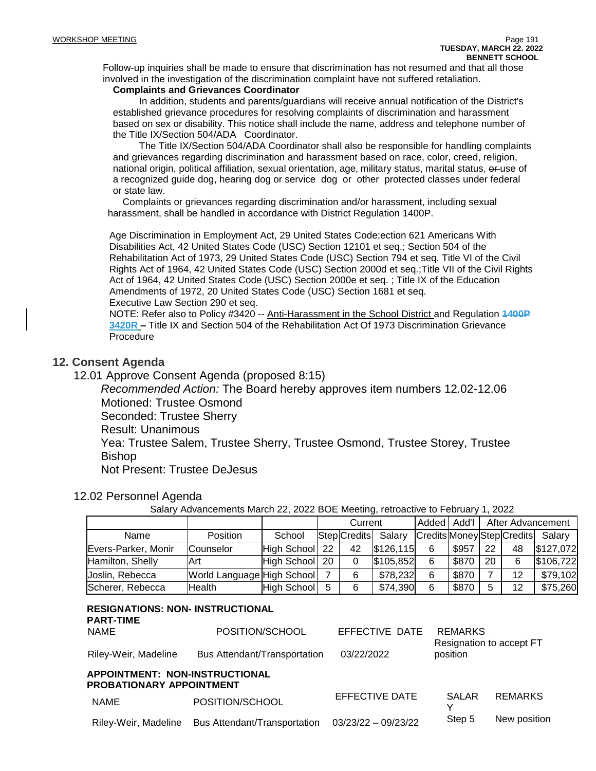Follow-up inquiries shall be made to ensure that discrimination has not resumed and that all those involved in the investigation of the discrimination complaint have not suffered retaliation.

**Complaints and Grievances Coordinator**

In addition, students and parents/guardians will receive annual notification of the District's established grievance procedures for resolving complaints of discrimination and harassment based on sex or disability. This notice shall include the name, address and telephone number of the Title IX/Section 504/ADA Coordinator.

The Title IX/Section 504/ADA Coordinator shall also be responsible for handling complaints and grievances regarding discrimination and harassment based on race, color, creed, religion, national origin, political affiliation, sexual orientation, age, military status, marital status, ~~or~~ use of a recognized guide dog, hearing dog or service dog or other protected classes under federal or state law.

Complaints or grievances regarding discrimination and/or harassment, including sexual harassment, shall be handled in accordance with District Regulation 1400P.

Age Discrimination in Employment Act, 29 United States Code;ection 621 Americans With Disabilities Act, 42 United States Code (USC) Section 12101 et seq.; Section 504 of the Rehabilitation Act of 1973, 29 United States Code (USC) Section 794 et seq. Title VI of the Civil Rights Act of 1964, 42 United States Code (USC) Section 2000d et seq.;Title VII of the Civil Rights Act of 1964, 42 United States Code (USC) Section 2000e et seq. ; Title IX of the Education Amendments of 1972, 20 United States Code (USC) Section 1681 et seq.
Executive Law Section 290 et seq.

NOTE: Refer also to Policy #3420 -- Anti-Harassment in the School District and Regulation ~~1400P~~ **3420R** – Title IX and Section 504 of the Rehabilitation Act Of 1973 Discrimination Grievance Procedure

## 12. Consent Agenda

12.01 Approve Consent Agenda (proposed 8:15)

*Recommended Action:* The Board hereby approves item numbers 12.02-12.06
Motioned: Trustee Osmond
Seconded: Trustee Sherry
Result: Unanimous
Yea: Trustee Salem, Trustee Sherry, Trustee Osmond, Trustee Storey, Trustee Bishop
Not Present: Trustee DeJesus

12.02 Personnel Agenda

Salary Advancements March 22, 2022 BOE Meeting, retroactive to February 1, 2022

| | | | Current | | | Added | Add'l | After Advancement | | |
|---|---|---|---|---|---|---|---|---|---|---|
| Name | Position | School | Step | Credits | Salary | Credits | Money | Step | Credits | Salary |
| Evers-Parker, Monir | Counselor | High School | 22 | 42 | $126,115 | 6 | $957 | 22 | 48 | $127,072 |
| Hamilton, Shelly | Art | High School | 20 | 0 | $105,852 | 6 | $870 | 20 | 6 | $106,722 |
| Joslin, Rebecca | World Language | High School | 7 | 6 | $78,232 | 6 | $870 | 7 | 12 | $79,102 |
| Scherer, Rebecca | Health | High School | 5 | 6 | $74,390 | 6 | $870 | 5 | 12 | $75,260 |

**RESIGNATIONS: NON- INSTRUCTIONAL**
**PART-TIME**

| NAME | POSITION/SCHOOL | EFFECTIVE DATE | REMARKS |
|---|---|---|---|
| Riley-Weir, Madeline | Bus Attendant/Transportation | 03/22/2022 | Resignation to accept FT position |

**APPOINTMENT: NON-INSTRUCTIONAL**
**PROBATIONARY APPOINTMENT**

| NAME | POSITION/SCHOOL | EFFECTIVE DATE | SALARY | REMARKS |
|---|---|---|---|---|
| Riley-Weir, Madeline | Bus Attendant/Transportation | 03/23/22 – 09/23/22 | Step 5 | New position |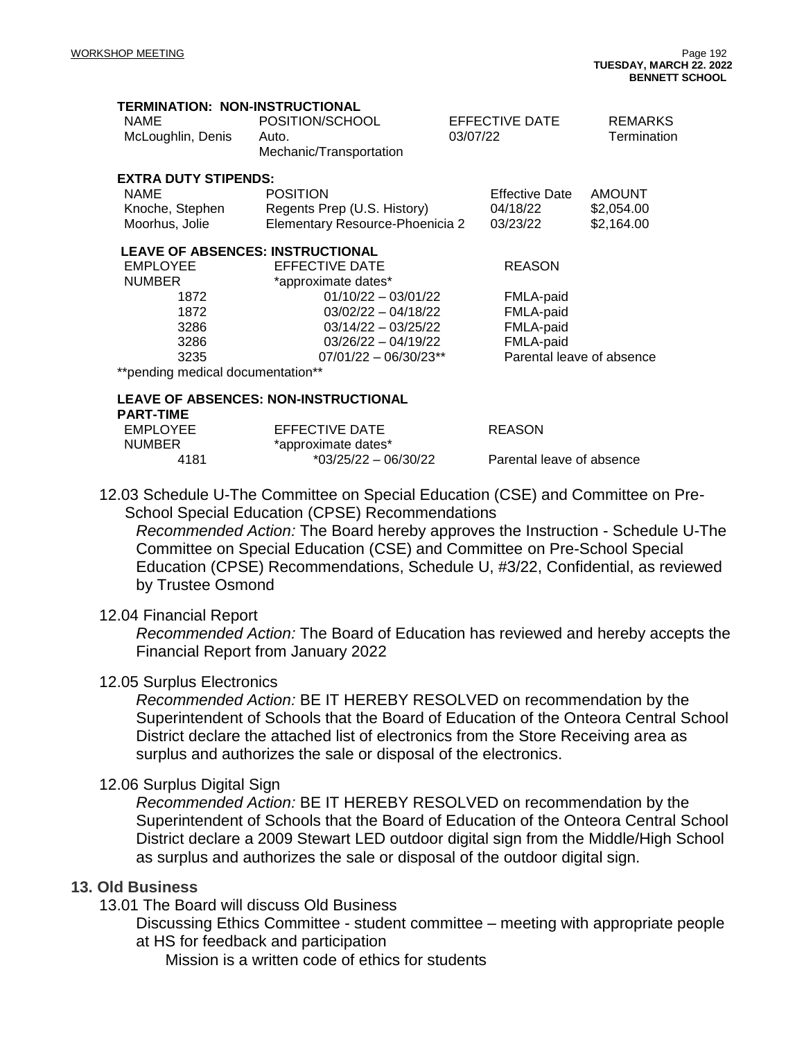**TERMINATION: NON-INSTRUCTIONAL**

| NAME | POSITION/SCHOOL | EFFECTIVE DATE | REMARKS |
|---|---|---|---|
| McLoughlin, Denis | Auto. Mechanic/Transportation | 03/07/22 | Termination |

**EXTRA DUTY STIPENDS:**

| NAME | POSITION | Effective Date | AMOUNT |
|---|---|---|---|
| Knoche, Stephen | Regents Prep (U.S. History) | 04/18/22 | $2,054.00 |
| Moorhus, Jolie | Elementary Resource-Phoenicia 2 | 03/23/22 | $2,164.00 |

**LEAVE OF ABSENCES: INSTRUCTIONAL**

| EMPLOYEE NUMBER | EFFECTIVE DATE *approximate dates* | REASON |
|---|---|---|
| 1872 | 01/10/22 – 03/01/22 | FMLA-paid |
| 1872 | 03/02/22 – 04/18/22 | FMLA-paid |
| 3286 | 03/14/22 – 03/25/22 | FMLA-paid |
| 3286 | 03/26/22 – 04/19/22 | FMLA-paid |
| 3235 | 07/01/22 – 06/30/23** | Parental leave of absence |

**pending medical documentation**

**LEAVE OF ABSENCES: NON-INSTRUCTIONAL PART-TIME**

| EMPLOYEE NUMBER | EFFECTIVE DATE *approximate dates* | REASON |
|---|---|---|
| 4181 | *03/25/22 – 06/30/22 | Parental leave of absence |

12.03 Schedule U-The Committee on Special Education (CSE) and Committee on Pre-School Special Education (CPSE) Recommendations

*Recommended Action:* The Board hereby approves the Instruction - Schedule U-The Committee on Special Education (CSE) and Committee on Pre-School Special Education (CPSE) Recommendations, Schedule U, #3/22, Confidential, as reviewed by Trustee Osmond

12.04 Financial Report

*Recommended Action:* The Board of Education has reviewed and hereby accepts the Financial Report from January 2022

12.05 Surplus Electronics

*Recommended Action:* BE IT HEREBY RESOLVED on recommendation by the Superintendent of Schools that the Board of Education of the Onteora Central School District declare the attached list of electronics from the Store Receiving area as surplus and authorizes the sale or disposal of the electronics.

12.06 Surplus Digital Sign

*Recommended Action:* BE IT HEREBY RESOLVED on recommendation by the Superintendent of Schools that the Board of Education of the Onteora Central School District declare a 2009 Stewart LED outdoor digital sign from the Middle/High School as surplus and authorizes the sale or disposal of the outdoor digital sign.

## 13. Old Business

13.01 The Board will discuss Old Business

Discussing Ethics Committee - student committee – meeting with appropriate people at HS for feedback and participation

Mission is a written code of ethics for students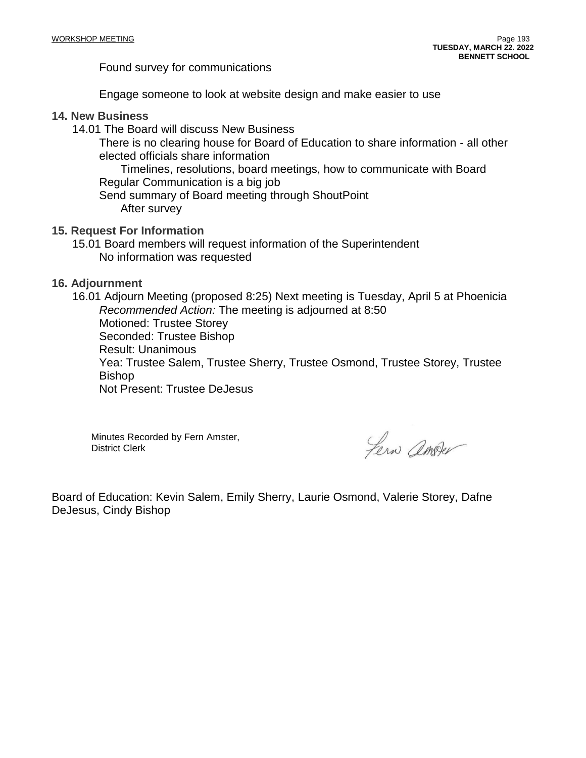Found survey for communications

Engage someone to look at website design and make easier to use

**14. New Business**

14.01 The Board will discuss New Business

There is no clearing house for Board of Education to share information - all other elected officials share information

Timelines, resolutions, board meetings, how to communicate with Board

Regular Communication is a big job

Send summary of Board meeting through ShoutPoint

After survey

**15. Request For Information**

15.01 Board members will request information of the Superintendent

No information was requested

**16. Adjournment**

16.01 Adjourn Meeting (proposed 8:25) Next meeting is Tuesday, April 5 at Phoenicia

*Recommended Action:* The meeting is adjourned at 8:50

Motioned: Trustee Storey

Seconded: Trustee Bishop

Result: Unanimous

Yea: Trustee Salem, Trustee Sherry, Trustee Osmond, Trustee Storey, Trustee Bishop

Not Present: Trustee DeJesus

Minutes Recorded by Fern Amster,
District Clerk

Fern Amster

Board of Education: Kevin Salem, Emily Sherry, Laurie Osmond, Valerie Storey, Dafne DeJesus, Cindy Bishop